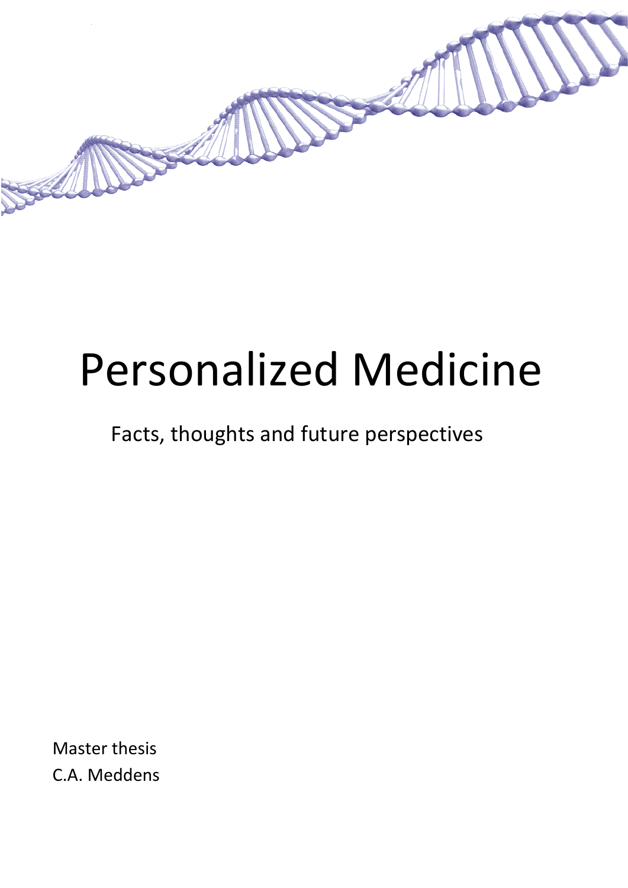# Personalized Medicine

Facts, thoughts and future perspectives

Master thesis
C.A. Meddens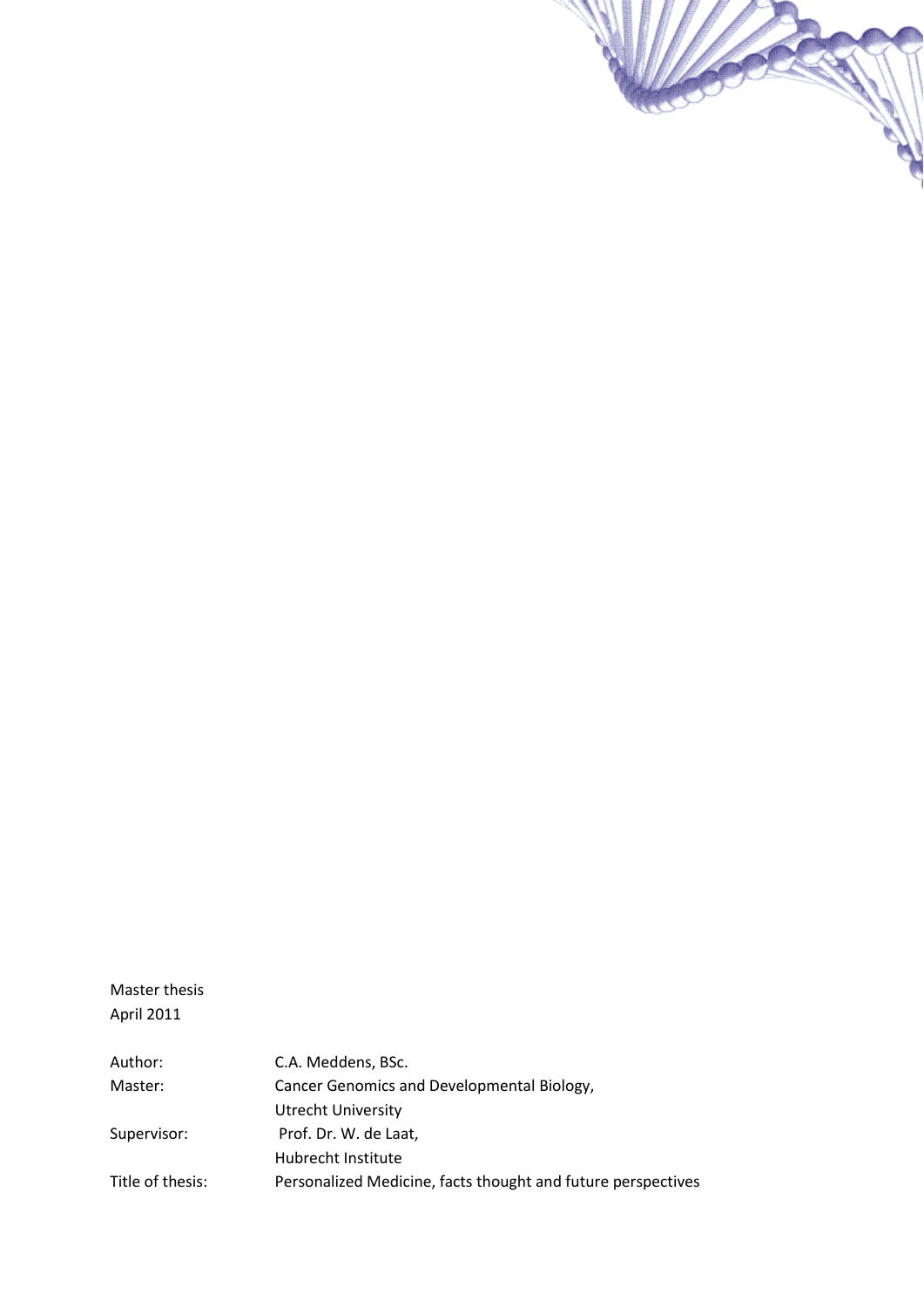Master thesis
April 2011

| | |
|---|---|
| Author: | C.A. Meddens, BSc. |
| Master: | Cancer Genomics and Developmental Biology, Utrecht University |
| Supervisor: | Prof. Dr. W. de Laat, Hubrecht Institute |
| Title of thesis: | Personalized Medicine, facts thought and future perspectives |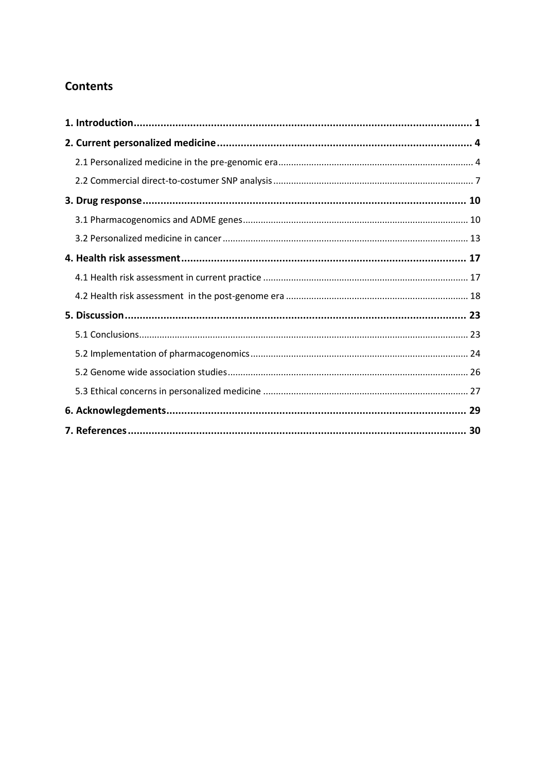## Contents

1. Introduction ... 1
2. Current personalized medicine ... 4
    - 2.1 Personalized medicine in the pre-genomic era ... 4
    - 2.2 Commercial direct-to-costumer SNP analysis ... 7
3. Drug response ... 10
    - 3.1 Pharmacogenomics and ADME genes ... 10
    - 3.2 Personalized medicine in cancer ... 13
4. Health risk assessment ... 17
    - 4.1 Health risk assessment in current practice ... 17
    - 4.2 Health risk assessment in the post-genome era ... 18
5. Discussion ... 23
    - 5.1 Conclusions ... 23
    - 5.2 Implementation of pharmacogenomics ... 24
    - 5.2 Genome wide association studies ... 26
    - 5.3 Ethical concerns in personalized medicine ... 27
6. Acknowlegdements ... 29
7. References ... 30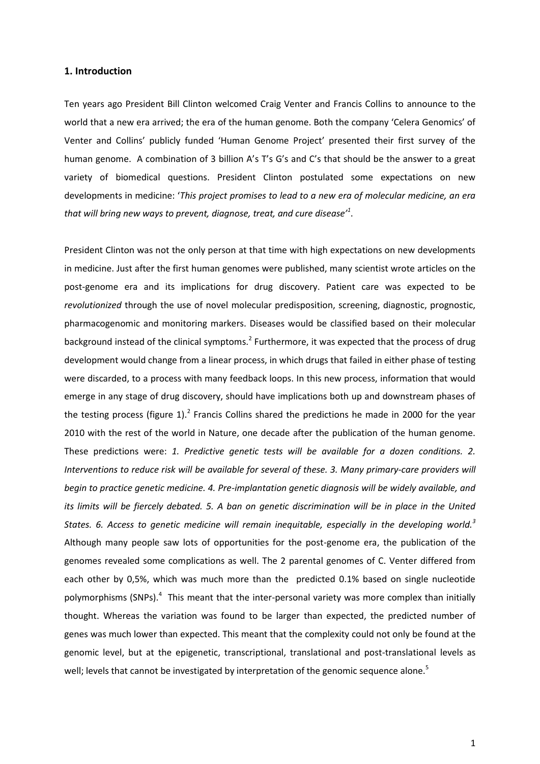## 1. Introduction

Ten years ago President Bill Clinton welcomed Craig Venter and Francis Collins to announce to the world that a new era arrived; the era of the human genome. Both the company 'Celera Genomics' of Venter and Collins' publicly funded 'Human Genome Project' presented their first survey of the human genome. A combination of 3 billion A's T's G's and C's that should be the answer to a great variety of biomedical questions. President Clinton postulated some expectations on new developments in medicine: '*This project promises to lead to a new era of molecular medicine, an era that will bring new ways to prevent, diagnose, treat, and cure disease'*[1].

President Clinton was not the only person at that time with high expectations on new developments in medicine. Just after the first human genomes were published, many scientist wrote articles on the post-genome era and its implications for drug discovery. Patient care was expected to be *revolutionized* through the use of novel molecular predisposition, screening, diagnostic, prognostic, pharmacogenomic and monitoring markers. Diseases would be classified based on their molecular background instead of the clinical symptoms.[2] Furthermore, it was expected that the process of drug development would change from a linear process, in which drugs that failed in either phase of testing were discarded, to a process with many feedback loops. In this new process, information that would emerge in any stage of drug discovery, should have implications both up and downstream phases of the testing process (figure 1).[2] Francis Collins shared the predictions he made in 2000 for the year 2010 with the rest of the world in Nature, one decade after the publication of the human genome. These predictions were: *1. Predictive genetic tests will be available for a dozen conditions. 2. Interventions to reduce risk will be available for several of these. 3. Many primary-care providers will begin to practice genetic medicine. 4. Pre-implantation genetic diagnosis will be widely available, and its limits will be fiercely debated. 5. A ban on genetic discrimination will be in place in the United States. 6. Access to genetic medicine will remain inequitable, especially in the developing world.*[3] Although many people saw lots of opportunities for the post-genome era, the publication of the genomes revealed some complications as well. The 2 parental genomes of C. Venter differed from each other by 0,5%, which was much more than the predicted 0.1% based on single nucleotide polymorphisms (SNPs).[4] This meant that the inter-personal variety was more complex than initially thought. Whereas the variation was found to be larger than expected, the predicted number of genes was much lower than expected. This meant that the complexity could not only be found at the genomic level, but at the epigenetic, transcriptional, translational and post-translational levels as well; levels that cannot be investigated by interpretation of the genomic sequence alone.[5]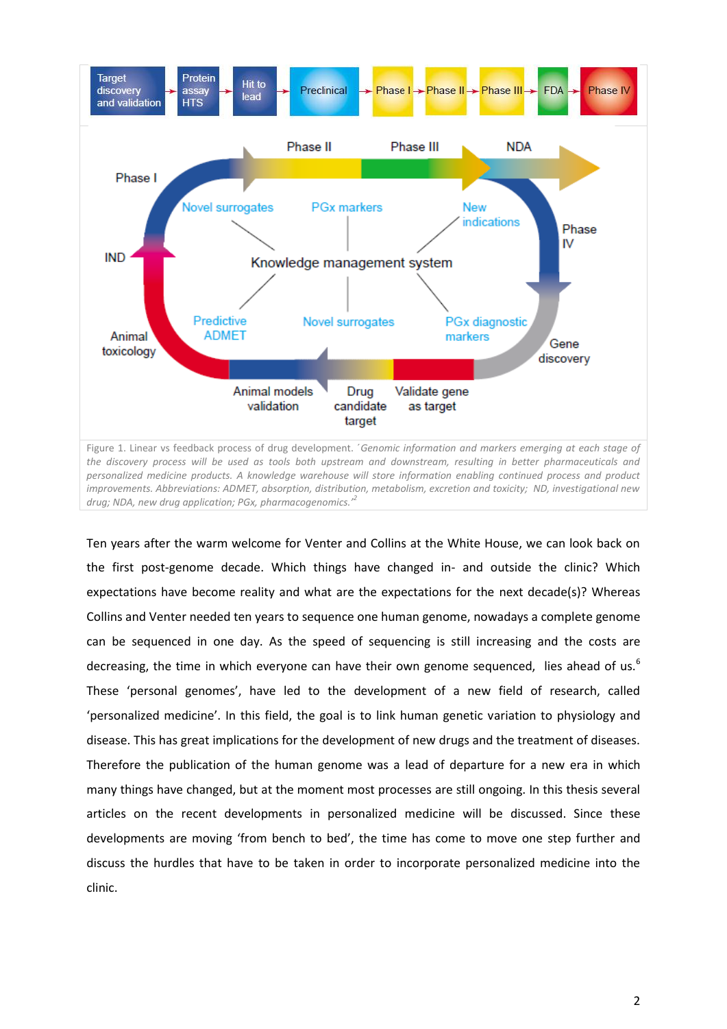Figure 1. Linear vs feedback process of drug development. *´Genomic information and markers emerging at each stage of the discovery process will be used as tools both upstream and downstream, resulting in better pharmaceuticals and personalized medicine products. A knowledge warehouse will store information enabling continued process and product improvements. Abbreviations: ADMET, absorption, distribution, metabolism, excretion and toxicity; ND, investigational new drug; NDA, new drug application; PGx, pharmacogenomics.´*[2]

Ten years after the warm welcome for Venter and Collins at the White House, we can look back on the first post-genome decade. Which things have changed in- and outside the clinic? Which expectations have become reality and what are the expectations for the next decade(s)? Whereas Collins and Venter needed ten years to sequence one human genome, nowadays a complete genome can be sequenced in one day. As the speed of sequencing is still increasing and the costs are decreasing, the time in which everyone can have their own genome sequenced, lies ahead of us.[6] These 'personal genomes', have led to the development of a new field of research, called 'personalized medicine'. In this field, the goal is to link human genetic variation to physiology and disease. This has great implications for the development of new drugs and the treatment of diseases. Therefore the publication of the human genome was a lead of departure for a new era in which many things have changed, but at the moment most processes are still ongoing. In this thesis several articles on the recent developments in personalized medicine will be discussed. Since these developments are moving 'from bench to bed', the time has come to move one step further and discuss the hurdles that have to be taken in order to incorporate personalized medicine into the clinic.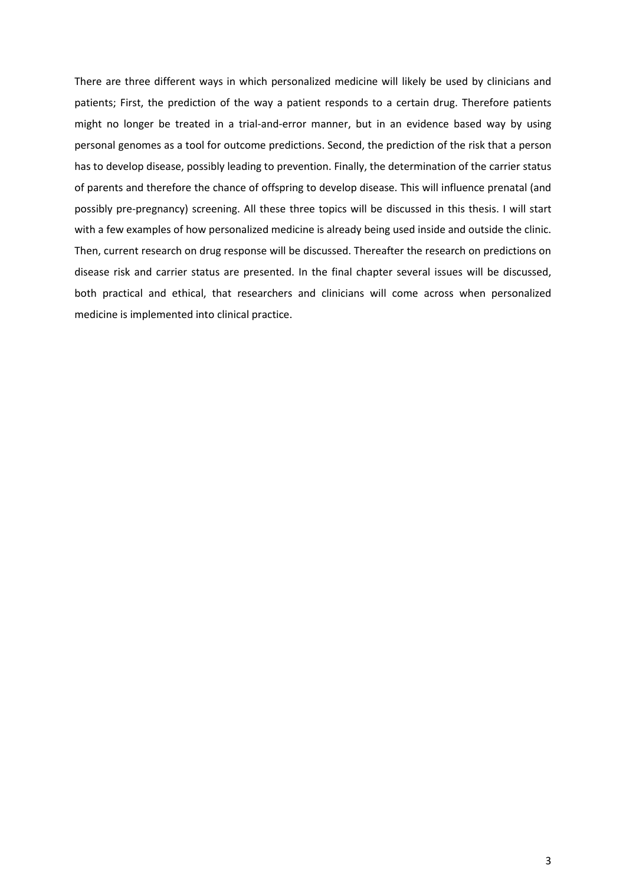There are three different ways in which personalized medicine will likely be used by clinicians and patients; First, the prediction of the way a patient responds to a certain drug. Therefore patients might no longer be treated in a trial-and-error manner, but in an evidence based way by using personal genomes as a tool for outcome predictions. Second, the prediction of the risk that a person has to develop disease, possibly leading to prevention. Finally, the determination of the carrier status of parents and therefore the chance of offspring to develop disease. This will influence prenatal (and possibly pre-pregnancy) screening. All these three topics will be discussed in this thesis. I will start with a few examples of how personalized medicine is already being used inside and outside the clinic. Then, current research on drug response will be discussed. Thereafter the research on predictions on disease risk and carrier status are presented. In the final chapter several issues will be discussed, both practical and ethical, that researchers and clinicians will come across when personalized medicine is implemented into clinical practice.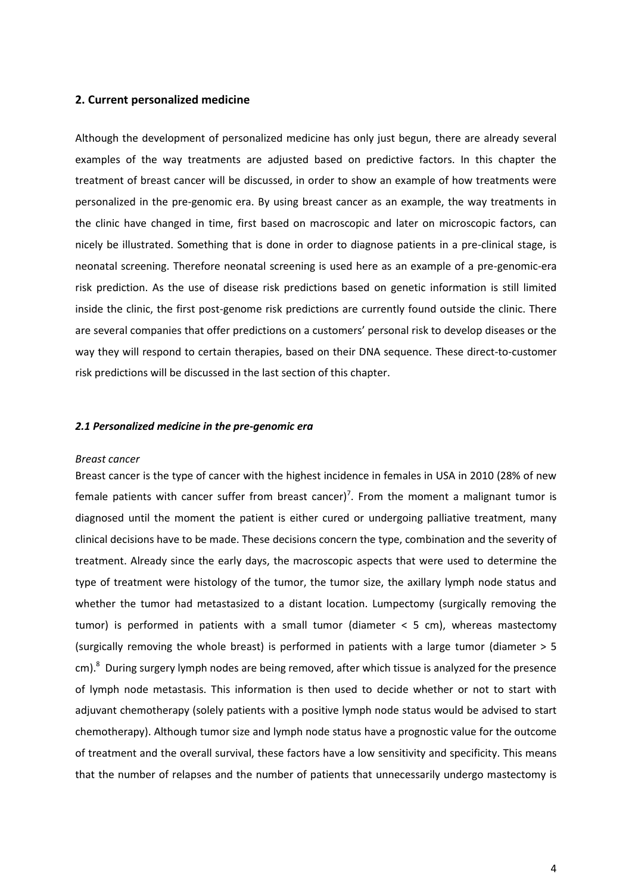## 2. Current personalized medicine

Although the development of personalized medicine has only just begun, there are already several examples of the way treatments are adjusted based on predictive factors. In this chapter the treatment of breast cancer will be discussed, in order to show an example of how treatments were personalized in the pre-genomic era. By using breast cancer as an example, the way treatments in the clinic have changed in time, first based on macroscopic and later on microscopic factors, can nicely be illustrated. Something that is done in order to diagnose patients in a pre-clinical stage, is neonatal screening. Therefore neonatal screening is used here as an example of a pre-genomic-era risk prediction. As the use of disease risk predictions based on genetic information is still limited inside the clinic, the first post-genome risk predictions are currently found outside the clinic. There are several companies that offer predictions on a customers' personal risk to develop diseases or the way they will respond to certain therapies, based on their DNA sequence. These direct-to-customer risk predictions will be discussed in the last section of this chapter.

### *2.1 Personalized medicine in the pre-genomic era*

*Breast cancer*

Breast cancer is the type of cancer with the highest incidence in females in USA in 2010 (28% of new female patients with cancer suffer from breast cancer)[7]. From the moment a malignant tumor is diagnosed until the moment the patient is either cured or undergoing palliative treatment, many clinical decisions have to be made. These decisions concern the type, combination and the severity of treatment. Already since the early days, the macroscopic aspects that were used to determine the type of treatment were histology of the tumor, the tumor size, the axillary lymph node status and whether the tumor had metastasized to a distant location. Lumpectomy (surgically removing the tumor) is performed in patients with a small tumor (diameter < 5 cm), whereas mastectomy (surgically removing the whole breast) is performed in patients with a large tumor (diameter > 5 cm).[8] During surgery lymph nodes are being removed, after which tissue is analyzed for the presence of lymph node metastasis. This information is then used to decide whether or not to start with adjuvant chemotherapy (solely patients with a positive lymph node status would be advised to start chemotherapy). Although tumor size and lymph node status have a prognostic value for the outcome of treatment and the overall survival, these factors have a low sensitivity and specificity. This means that the number of relapses and the number of patients that unnecessarily undergo mastectomy is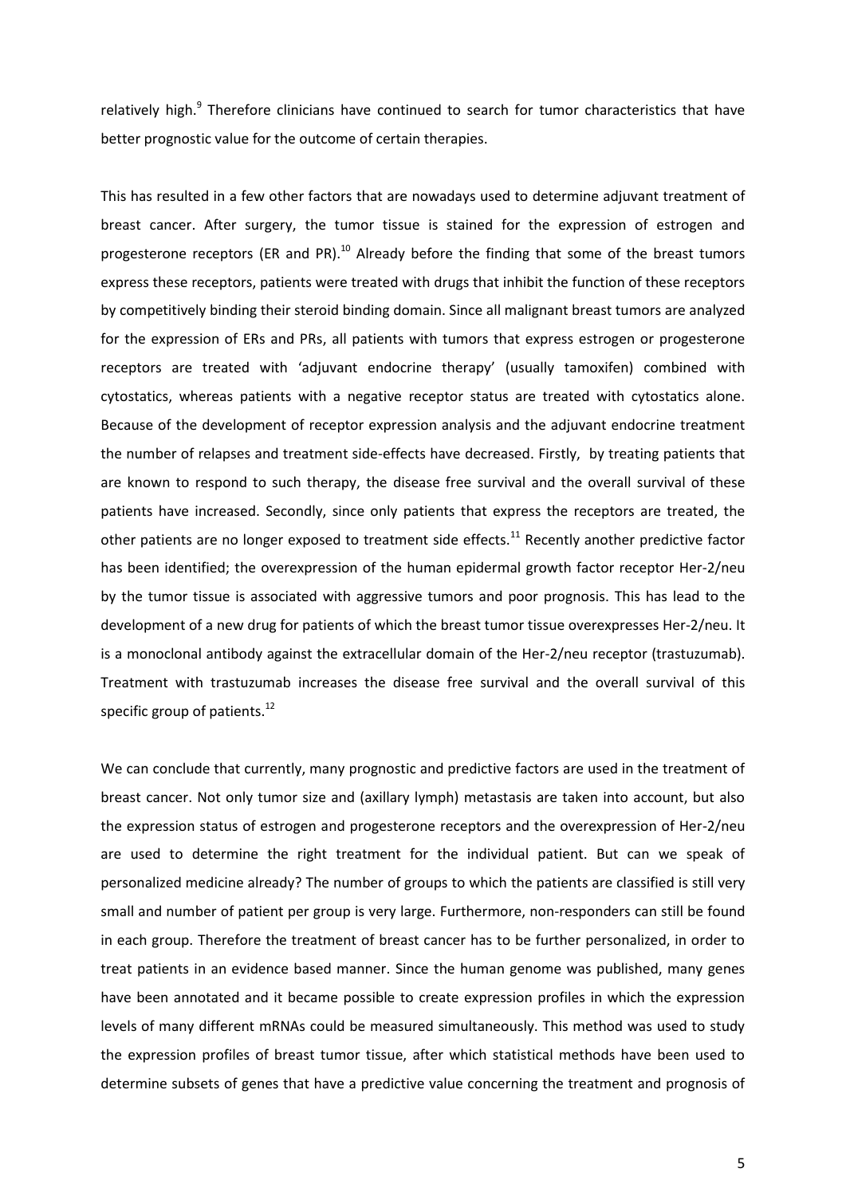relatively high.[9] Therefore clinicians have continued to search for tumor characteristics that have better prognostic value for the outcome of certain therapies.

This has resulted in a few other factors that are nowadays used to determine adjuvant treatment of breast cancer. After surgery, the tumor tissue is stained for the expression of estrogen and progesterone receptors (ER and PR).[10] Already before the finding that some of the breast tumors express these receptors, patients were treated with drugs that inhibit the function of these receptors by competitively binding their steroid binding domain. Since all malignant breast tumors are analyzed for the expression of ERs and PRs, all patients with tumors that express estrogen or progesterone receptors are treated with 'adjuvant endocrine therapy' (usually tamoxifen) combined with cytostatics, whereas patients with a negative receptor status are treated with cytostatics alone. Because of the development of receptor expression analysis and the adjuvant endocrine treatment the number of relapses and treatment side-effects have decreased. Firstly, by treating patients that are known to respond to such therapy, the disease free survival and the overall survival of these patients have increased. Secondly, since only patients that express the receptors are treated, the other patients are no longer exposed to treatment side effects.[11] Recently another predictive factor has been identified; the overexpression of the human epidermal growth factor receptor Her-2/neu by the tumor tissue is associated with aggressive tumors and poor prognosis. This has lead to the development of a new drug for patients of which the breast tumor tissue overexpresses Her-2/neu. It is a monoclonal antibody against the extracellular domain of the Her-2/neu receptor (trastuzumab). Treatment with trastuzumab increases the disease free survival and the overall survival of this specific group of patients.[12]

We can conclude that currently, many prognostic and predictive factors are used in the treatment of breast cancer. Not only tumor size and (axillary lymph) metastasis are taken into account, but also the expression status of estrogen and progesterone receptors and the overexpression of Her-2/neu are used to determine the right treatment for the individual patient. But can we speak of personalized medicine already? The number of groups to which the patients are classified is still very small and number of patient per group is very large. Furthermore, non-responders can still be found in each group. Therefore the treatment of breast cancer has to be further personalized, in order to treat patients in an evidence based manner. Since the human genome was published, many genes have been annotated and it became possible to create expression profiles in which the expression levels of many different mRNAs could be measured simultaneously. This method was used to study the expression profiles of breast tumor tissue, after which statistical methods have been used to determine subsets of genes that have a predictive value concerning the treatment and prognosis of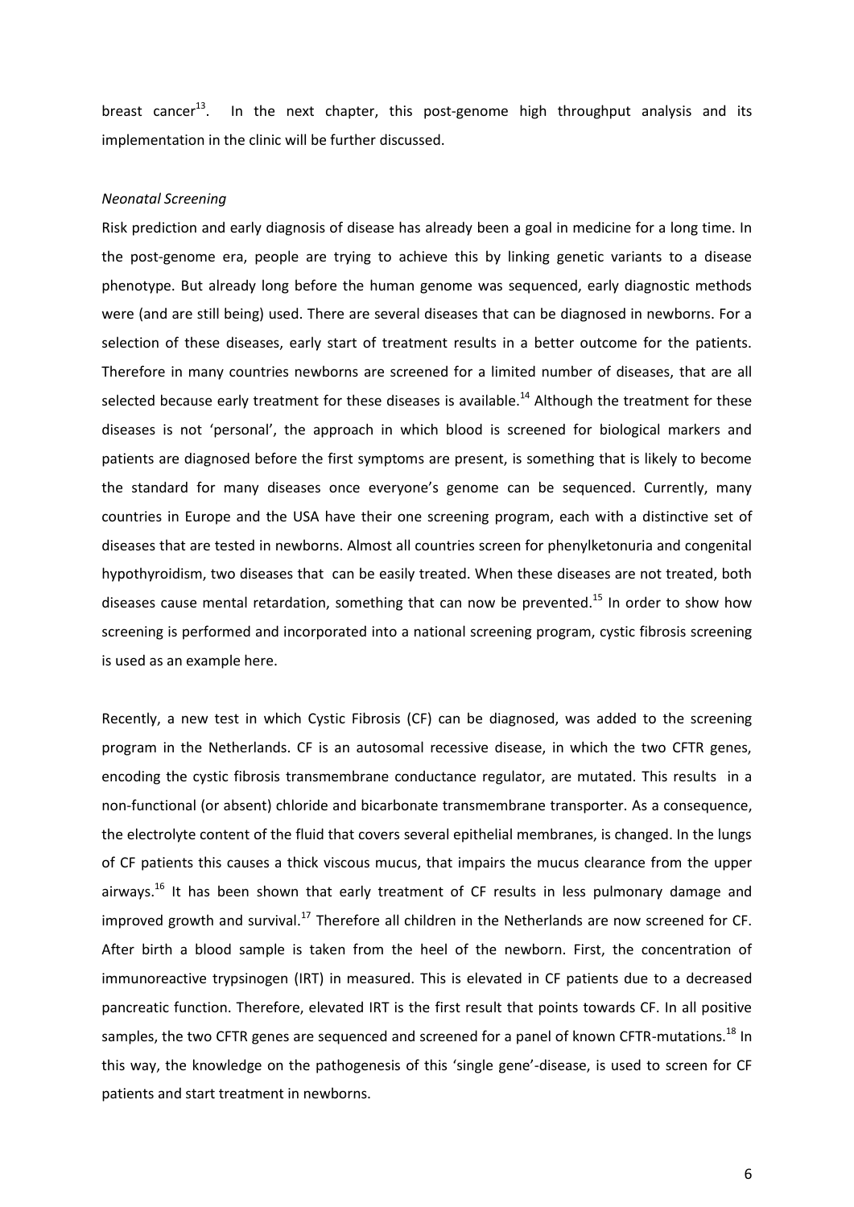breast cancer[13]. In the next chapter, this post-genome high throughput analysis and its implementation in the clinic will be further discussed.

*Neonatal Screening*

Risk prediction and early diagnosis of disease has already been a goal in medicine for a long time. In the post-genome era, people are trying to achieve this by linking genetic variants to a disease phenotype. But already long before the human genome was sequenced, early diagnostic methods were (and are still being) used. There are several diseases that can be diagnosed in newborns. For a selection of these diseases, early start of treatment results in a better outcome for the patients. Therefore in many countries newborns are screened for a limited number of diseases, that are all selected because early treatment for these diseases is available.[14] Although the treatment for these diseases is not 'personal', the approach in which blood is screened for biological markers and patients are diagnosed before the first symptoms are present, is something that is likely to become the standard for many diseases once everyone's genome can be sequenced. Currently, many countries in Europe and the USA have their one screening program, each with a distinctive set of diseases that are tested in newborns. Almost all countries screen for phenylketonuria and congenital hypothyroidism, two diseases that can be easily treated. When these diseases are not treated, both diseases cause mental retardation, something that can now be prevented.[15] In order to show how screening is performed and incorporated into a national screening program, cystic fibrosis screening is used as an example here.

Recently, a new test in which Cystic Fibrosis (CF) can be diagnosed, was added to the screening program in the Netherlands. CF is an autosomal recessive disease, in which the two CFTR genes, encoding the cystic fibrosis transmembrane conductance regulator, are mutated. This results in a non-functional (or absent) chloride and bicarbonate transmembrane transporter. As a consequence, the electrolyte content of the fluid that covers several epithelial membranes, is changed. In the lungs of CF patients this causes a thick viscous mucus, that impairs the mucus clearance from the upper airways.[16] It has been shown that early treatment of CF results in less pulmonary damage and improved growth and survival.[17] Therefore all children in the Netherlands are now screened for CF. After birth a blood sample is taken from the heel of the newborn. First, the concentration of immunoreactive trypsinogen (IRT) in measured. This is elevated in CF patients due to a decreased pancreatic function. Therefore, elevated IRT is the first result that points towards CF. In all positive samples, the two CFTR genes are sequenced and screened for a panel of known CFTR-mutations.[18] In this way, the knowledge on the pathogenesis of this 'single gene'-disease, is used to screen for CF patients and start treatment in newborns.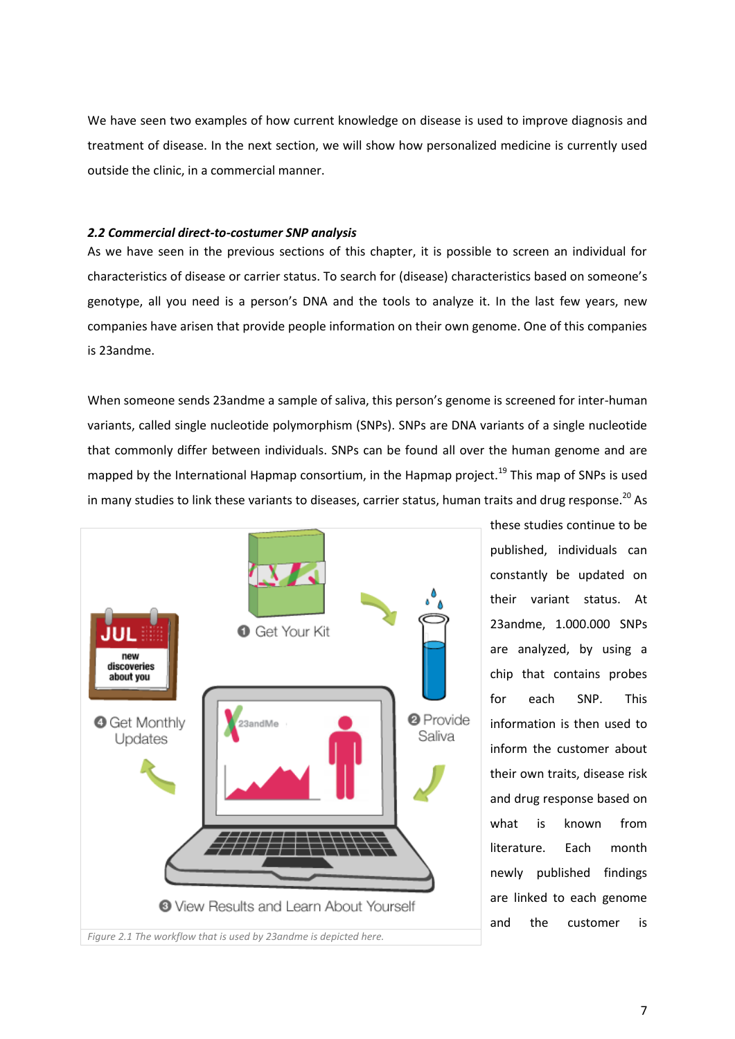We have seen two examples of how current knowledge on disease is used to improve diagnosis and treatment of disease. In the next section, we will show how personalized medicine is currently used outside the clinic, in a commercial manner.

### *2.2 Commercial direct-to-costumer SNP analysis*

As we have seen in the previous sections of this chapter, it is possible to screen an individual for characteristics of disease or carrier status. To search for (disease) characteristics based on someone's genotype, all you need is a person's DNA and the tools to analyze it. In the last few years, new companies have arisen that provide people information on their own genome. One of this companies is 23andme.

When someone sends 23andme a sample of saliva, this person's genome is screened for inter-human variants, called single nucleotide polymorphism (SNPs). SNPs are DNA variants of a single nucleotide that commonly differ between individuals. SNPs can be found all over the human genome and are mapped by the International Hapmap consortium, in the Hapmap project.[19] This map of SNPs is used in many studies to link these variants to diseases, carrier status, human traits and drug response.[20] As these studies continue to be published, individuals can constantly be updated on their variant status. At 23andme, 1.000.000 SNPs are analyzed, by using a chip that contains probes for each SNP. This information is then used to inform the customer about their own traits, disease risk and drug response based on what is known from literature. Each month newly published findings are linked to each genome and the customer is

*Figure 2.1 The workflow that is used by 23andme is depicted here.*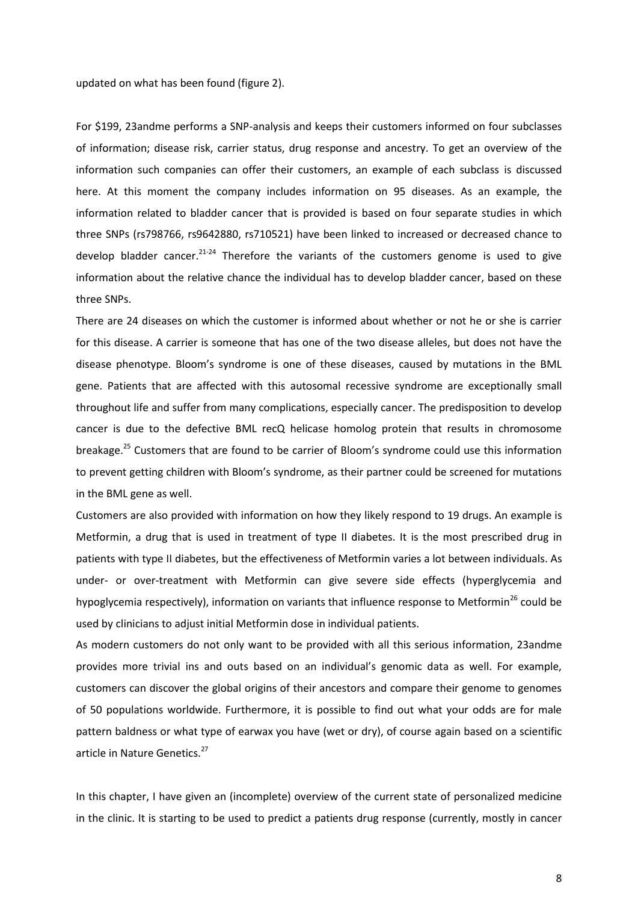updated on what has been found (figure 2).

For $199, 23andme performs a SNP-analysis and keeps their customers informed on four subclasses of information; disease risk, carrier status, drug response and ancestry. To get an overview of the information such companies can offer their customers, an example of each subclass is discussed here. At this moment the company includes information on 95 diseases. As an example, the information related to bladder cancer that is provided is based on four separate studies in which three SNPs (rs798766, rs9642880, rs710521) have been linked to increased or decreased chance to develop bladder cancer.[21-24] Therefore the variants of the customers genome is used to give information about the relative chance the individual has to develop bladder cancer, based on these three SNPs.

There are 24 diseases on which the customer is informed about whether or not he or she is carrier for this disease. A carrier is someone that has one of the two disease alleles, but does not have the disease phenotype. Bloom's syndrome is one of these diseases, caused by mutations in the BML gene. Patients that are affected with this autosomal recessive syndrome are exceptionally small throughout life and suffer from many complications, especially cancer. The predisposition to develop cancer is due to the defective BML recQ helicase homolog protein that results in chromosome breakage.[25] Customers that are found to be carrier of Bloom's syndrome could use this information to prevent getting children with Bloom's syndrome, as their partner could be screened for mutations in the BML gene as well.

Customers are also provided with information on how they likely respond to 19 drugs. An example is Metformin, a drug that is used in treatment of type II diabetes. It is the most prescribed drug in patients with type II diabetes, but the effectiveness of Metformin varies a lot between individuals. As under- or over-treatment with Metformin can give severe side effects (hyperglycemia and hypoglycemia respectively), information on variants that influence response to Metformin[26] could be used by clinicians to adjust initial Metformin dose in individual patients.

As modern customers do not only want to be provided with all this serious information, 23andme provides more trivial ins and outs based on an individual's genomic data as well. For example, customers can discover the global origins of their ancestors and compare their genome to genomes of 50 populations worldwide. Furthermore, it is possible to find out what your odds are for male pattern baldness or what type of earwax you have (wet or dry), of course again based on a scientific article in Nature Genetics.[27]

In this chapter, I have given an (incomplete) overview of the current state of personalized medicine in the clinic. It is starting to be used to predict a patients drug response (currently, mostly in cancer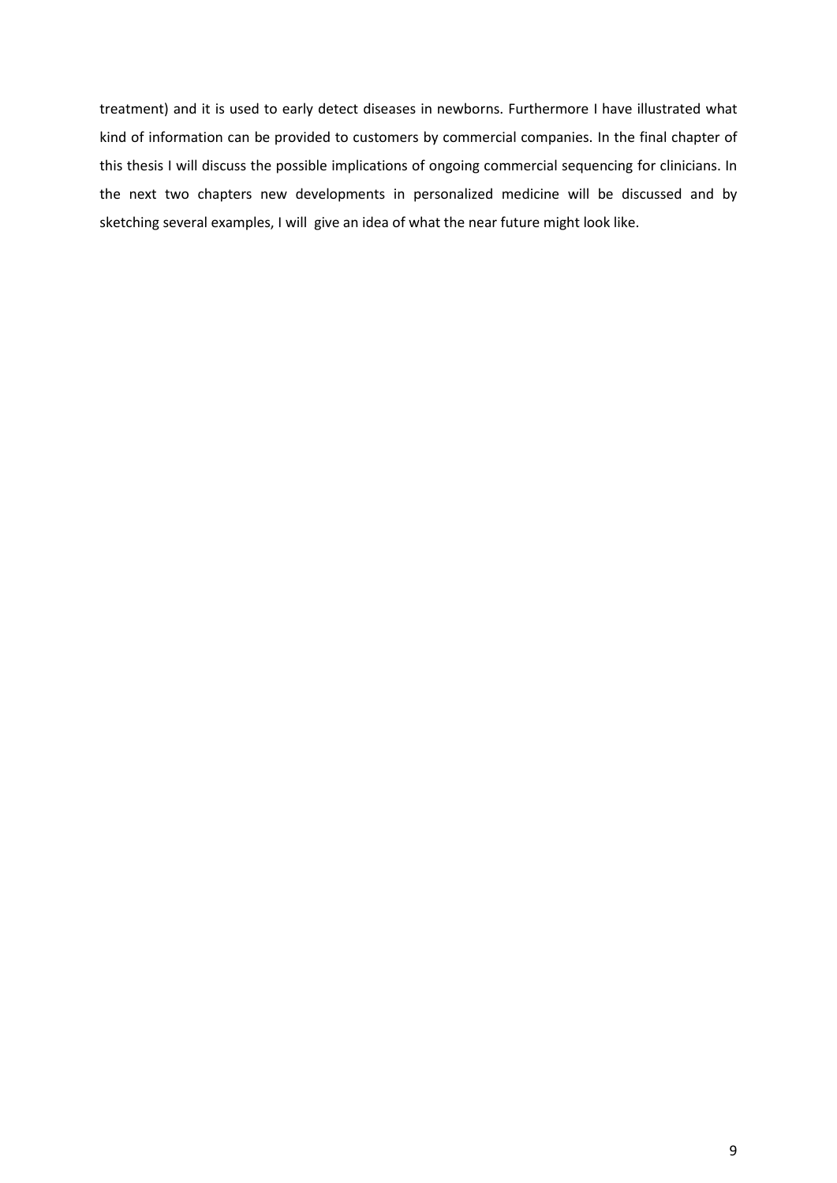treatment) and it is used to early detect diseases in newborns. Furthermore I have illustrated what kind of information can be provided to customers by commercial companies. In the final chapter of this thesis I will discuss the possible implications of ongoing commercial sequencing for clinicians. In the next two chapters new developments in personalized medicine will be discussed and by sketching several examples, I will give an idea of what the near future might look like.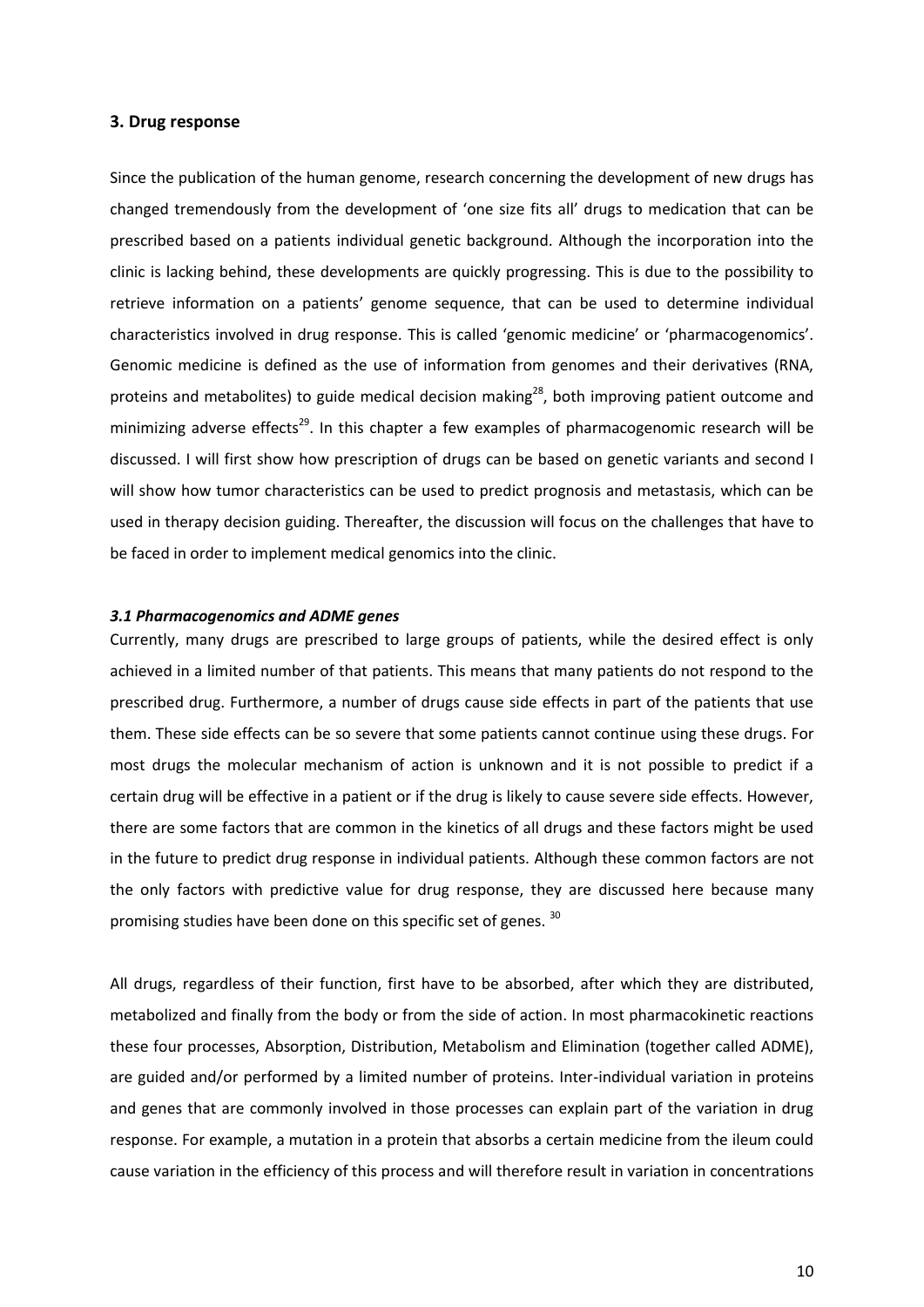## 3. Drug response

Since the publication of the human genome, research concerning the development of new drugs has changed tremendously from the development of 'one size fits all' drugs to medication that can be prescribed based on a patients individual genetic background. Although the incorporation into the clinic is lacking behind, these developments are quickly progressing. This is due to the possibility to retrieve information on a patients' genome sequence, that can be used to determine individual characteristics involved in drug response. This is called 'genomic medicine' or 'pharmacogenomics'. Genomic medicine is defined as the use of information from genomes and their derivatives (RNA, proteins and metabolites) to guide medical decision making[28], both improving patient outcome and minimizing adverse effects[29]. In this chapter a few examples of pharmacogenomic research will be discussed. I will first show how prescription of drugs can be based on genetic variants and second I will show how tumor characteristics can be used to predict prognosis and metastasis, which can be used in therapy decision guiding. Thereafter, the discussion will focus on the challenges that have to be faced in order to implement medical genomics into the clinic.

### *3.1 Pharmacogenomics and ADME genes*

Currently, many drugs are prescribed to large groups of patients, while the desired effect is only achieved in a limited number of that patients. This means that many patients do not respond to the prescribed drug. Furthermore, a number of drugs cause side effects in part of the patients that use them. These side effects can be so severe that some patients cannot continue using these drugs. For most drugs the molecular mechanism of action is unknown and it is not possible to predict if a certain drug will be effective in a patient or if the drug is likely to cause severe side effects. However, there are some factors that are common in the kinetics of all drugs and these factors might be used in the future to predict drug response in individual patients. Although these common factors are not the only factors with predictive value for drug response, they are discussed here because many promising studies have been done on this specific set of genes. [30]

All drugs, regardless of their function, first have to be absorbed, after which they are distributed, metabolized and finally from the body or from the side of action. In most pharmacokinetic reactions these four processes, Absorption, Distribution, Metabolism and Elimination (together called ADME), are guided and/or performed by a limited number of proteins. Inter-individual variation in proteins and genes that are commonly involved in those processes can explain part of the variation in drug response. For example, a mutation in a protein that absorbs a certain medicine from the ileum could cause variation in the efficiency of this process and will therefore result in variation in concentrations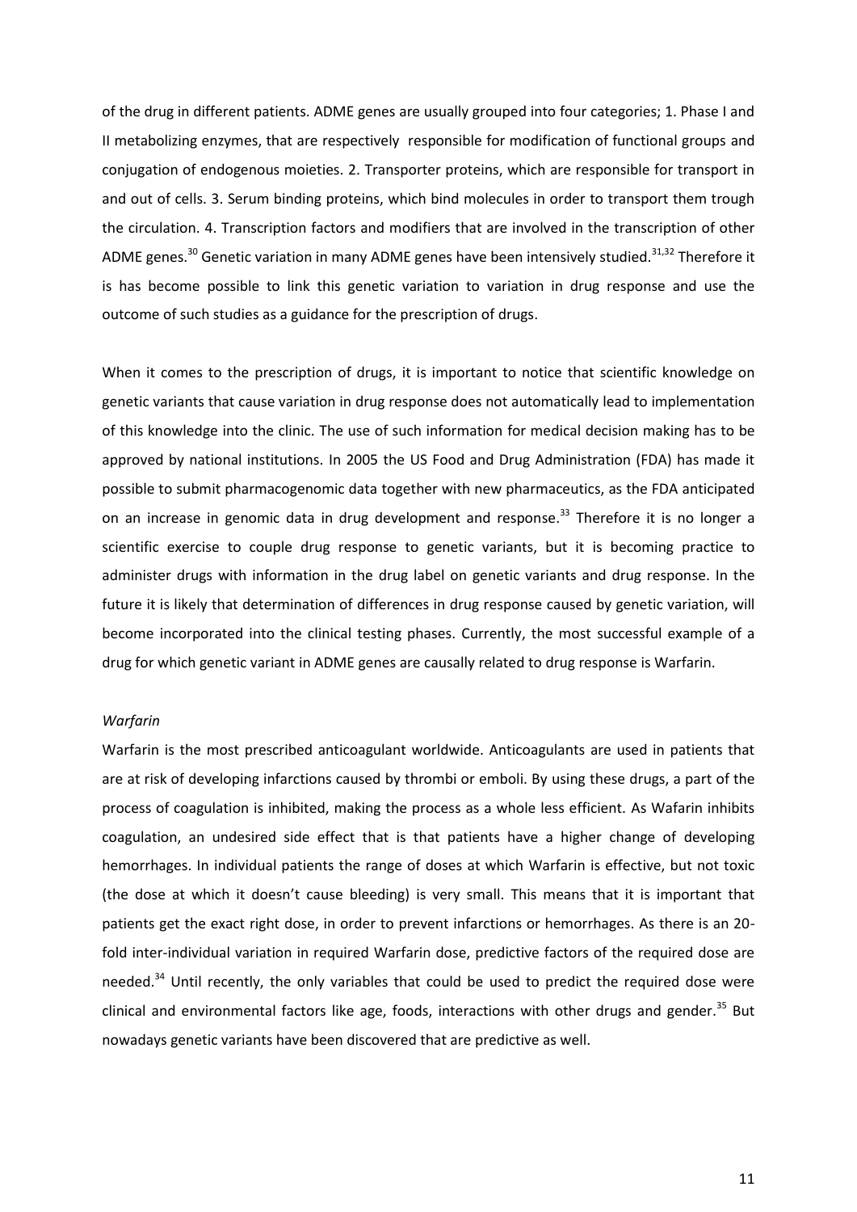of the drug in different patients. ADME genes are usually grouped into four categories; 1. Phase I and II metabolizing enzymes, that are respectively responsible for modification of functional groups and conjugation of endogenous moieties. 2. Transporter proteins, which are responsible for transport in and out of cells. 3. Serum binding proteins, which bind molecules in order to transport them trough the circulation. 4. Transcription factors and modifiers that are involved in the transcription of other ADME genes.[30] Genetic variation in many ADME genes have been intensively studied.[31,32] Therefore it is has become possible to link this genetic variation to variation in drug response and use the outcome of such studies as a guidance for the prescription of drugs.

When it comes to the prescription of drugs, it is important to notice that scientific knowledge on genetic variants that cause variation in drug response does not automatically lead to implementation of this knowledge into the clinic. The use of such information for medical decision making has to be approved by national institutions. In 2005 the US Food and Drug Administration (FDA) has made it possible to submit pharmacogenomic data together with new pharmaceutics, as the FDA anticipated on an increase in genomic data in drug development and response.[33] Therefore it is no longer a scientific exercise to couple drug response to genetic variants, but it is becoming practice to administer drugs with information in the drug label on genetic variants and drug response. In the future it is likely that determination of differences in drug response caused by genetic variation, will become incorporated into the clinical testing phases. Currently, the most successful example of a drug for which genetic variant in ADME genes are causally related to drug response is Warfarin.

*Warfarin*

Warfarin is the most prescribed anticoagulant worldwide. Anticoagulants are used in patients that are at risk of developing infarctions caused by thrombi or emboli. By using these drugs, a part of the process of coagulation is inhibited, making the process as a whole less efficient. As Wafarin inhibits coagulation, an undesired side effect that is that patients have a higher change of developing hemorrhages. In individual patients the range of doses at which Warfarin is effective, but not toxic (the dose at which it doesn't cause bleeding) is very small. This means that it is important that patients get the exact right dose, in order to prevent infarctions or hemorrhages. As there is an 20-fold inter-individual variation in required Warfarin dose, predictive factors of the required dose are needed.[34] Until recently, the only variables that could be used to predict the required dose were clinical and environmental factors like age, foods, interactions with other drugs and gender.[35] But nowadays genetic variants have been discovered that are predictive as well.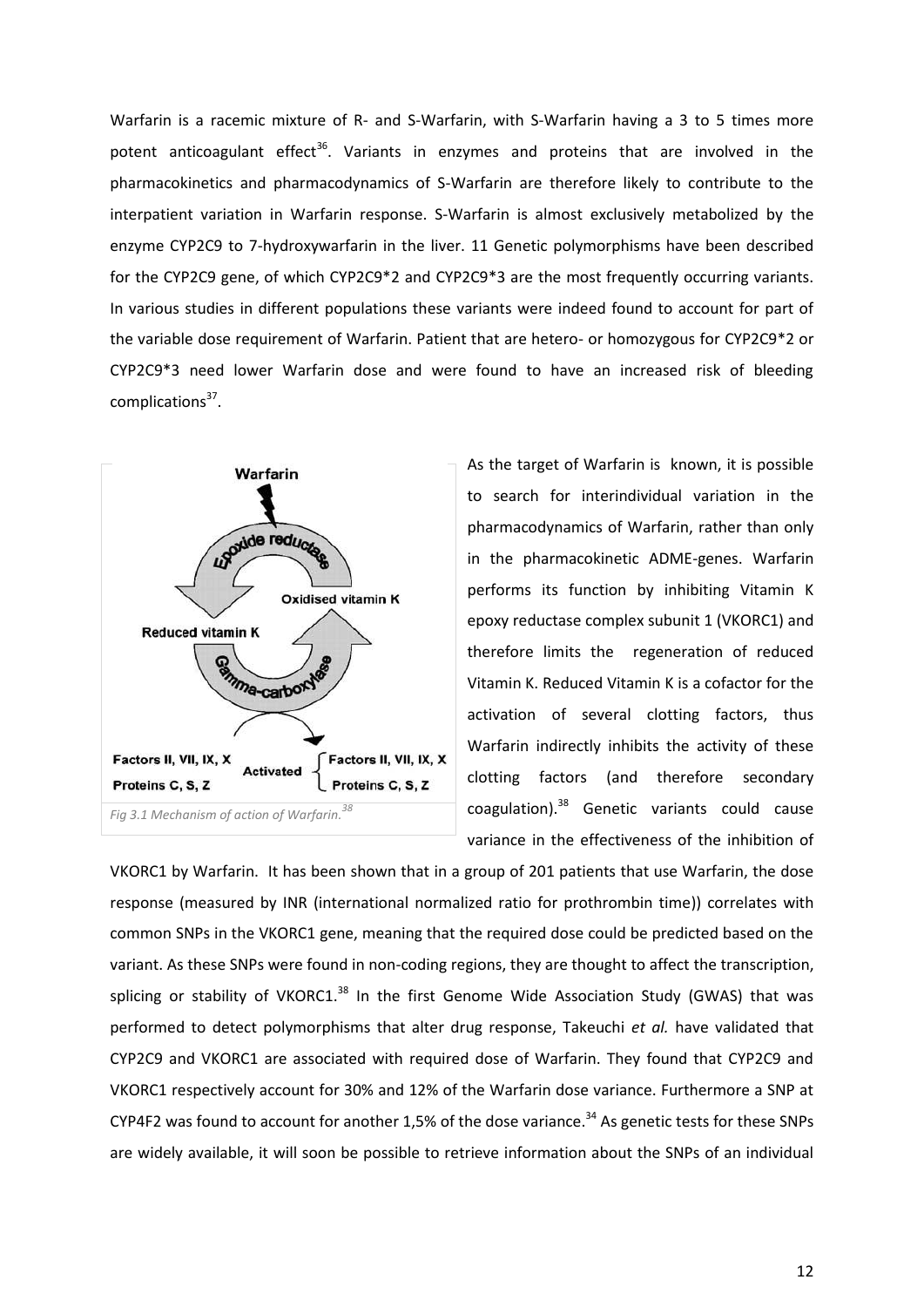Warfarin is a racemic mixture of R- and S-Warfarin, with S-Warfarin having a 3 to 5 times more potent anticoagulant effect[36]. Variants in enzymes and proteins that are involved in the pharmacokinetics and pharmacodynamics of S-Warfarin are therefore likely to contribute to the interpatient variation in Warfarin response. S-Warfarin is almost exclusively metabolized by the enzyme CYP2C9 to 7-hydroxywarfarin in the liver. 11 Genetic polymorphisms have been described for the CYP2C9 gene, of which CYP2C9*2 and CYP2C9*3 are the most frequently occurring variants. In various studies in different populations these variants were indeed found to account for part of the variable dose requirement of Warfarin. Patient that are hetero- or homozygous for CYP2C9*2 or CYP2C9*3 need lower Warfarin dose and were found to have an increased risk of bleeding complications[37].

*Fig 3.1 Mechanism of action of Warfarin.[38]*

As the target of Warfarin is known, it is possible to search for interindividual variation in the pharmacodynamics of Warfarin, rather than only in the pharmacokinetic ADME-genes. Warfarin performs its function by inhibiting Vitamin K epoxy reductase complex subunit 1 (VKORC1) and therefore limits the regeneration of reduced Vitamin K. Reduced Vitamin K is a cofactor for the activation of several clotting factors, thus Warfarin indirectly inhibits the activity of these clotting factors (and therefore secondary coagulation).[38] Genetic variants could cause variance in the effectiveness of the inhibition of VKORC1 by Warfarin. It has been shown that in a group of 201 patients that use Warfarin, the dose response (measured by INR (international normalized ratio for prothrombin time)) correlates with common SNPs in the VKORC1 gene, meaning that the required dose could be predicted based on the variant. As these SNPs were found in non-coding regions, they are thought to affect the transcription, splicing or stability of VKORC1.[38] In the first Genome Wide Association Study (GWAS) that was performed to detect polymorphisms that alter drug response, Takeuchi *et al.* have validated that CYP2C9 and VKORC1 are associated with required dose of Warfarin. They found that CYP2C9 and VKORC1 respectively account for 30% and 12% of the Warfarin dose variance. Furthermore a SNP at CYP4F2 was found to account for another 1,5% of the dose variance.[34] As genetic tests for these SNPs are widely available, it will soon be possible to retrieve information about the SNPs of an individual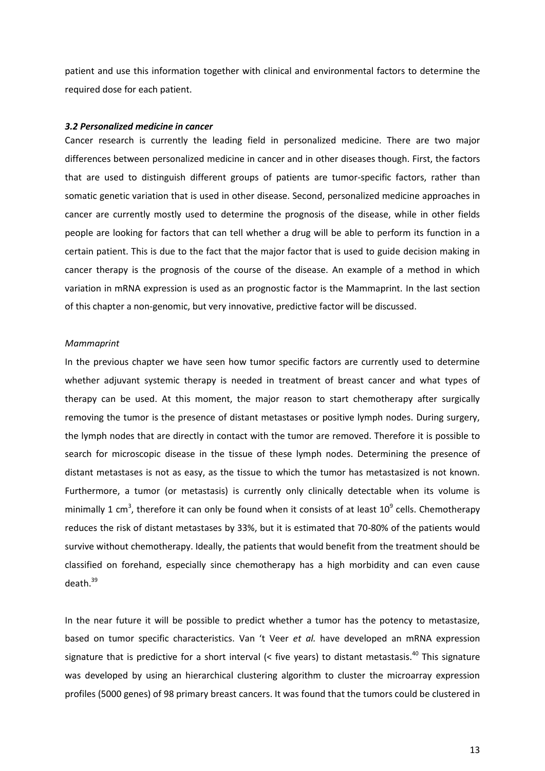patient and use this information together with clinical and environmental factors to determine the required dose for each patient.

### *3.2 Personalized medicine in cancer*

Cancer research is currently the leading field in personalized medicine. There are two major differences between personalized medicine in cancer and in other diseases though. First, the factors that are used to distinguish different groups of patients are tumor-specific factors, rather than somatic genetic variation that is used in other disease. Second, personalized medicine approaches in cancer are currently mostly used to determine the prognosis of the disease, while in other fields people are looking for factors that can tell whether a drug will be able to perform its function in a certain patient. This is due to the fact that the major factor that is used to guide decision making in cancer therapy is the prognosis of the course of the disease. An example of a method in which variation in mRNA expression is used as an prognostic factor is the Mammaprint. In the last section of this chapter a non-genomic, but very innovative, predictive factor will be discussed.

*Mammaprint*

In the previous chapter we have seen how tumor specific factors are currently used to determine whether adjuvant systemic therapy is needed in treatment of breast cancer and what types of therapy can be used. At this moment, the major reason to start chemotherapy after surgically removing the tumor is the presence of distant metastases or positive lymph nodes. During surgery, the lymph nodes that are directly in contact with the tumor are removed. Therefore it is possible to search for microscopic disease in the tissue of these lymph nodes. Determining the presence of distant metastases is not as easy, as the tissue to which the tumor has metastasized is not known. Furthermore, a tumor (or metastasis) is currently only clinically detectable when its volume is minimally 1 $cm^3$, therefore it can only be found when it consists of at least $10^9$ cells. Chemotherapy reduces the risk of distant metastases by 33%, but it is estimated that 70-80% of the patients would survive without chemotherapy. Ideally, the patients that would benefit from the treatment should be classified on forehand, especially since chemotherapy has a high morbidity and can even cause death.[39]

In the near future it will be possible to predict whether a tumor has the potency to metastasize, based on tumor specific characteristics. Van 't Veer *et al.* have developed an mRNA expression signature that is predictive for a short interval (< five years) to distant metastasis.[40] This signature was developed by using an hierarchical clustering algorithm to cluster the microarray expression profiles (5000 genes) of 98 primary breast cancers. It was found that the tumors could be clustered in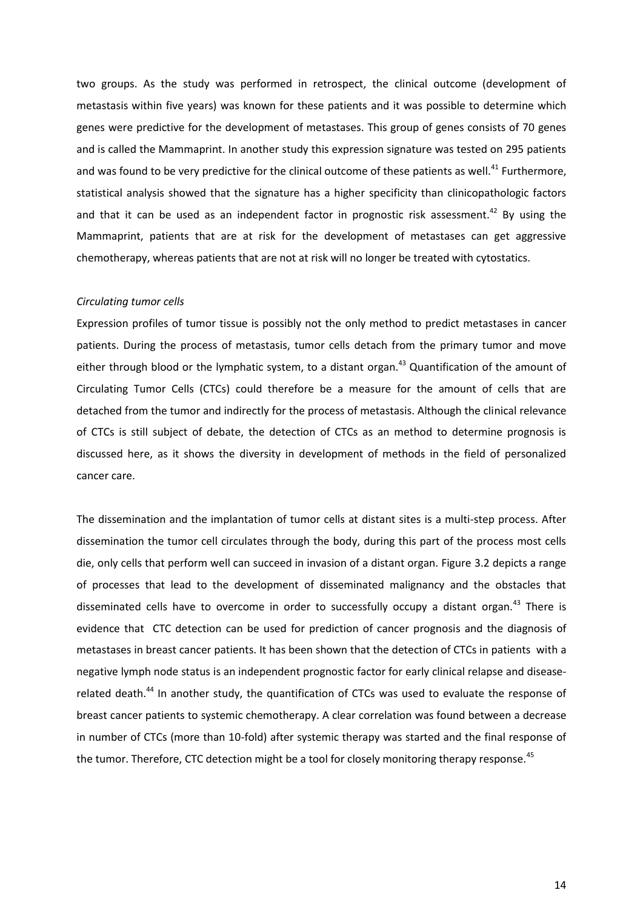two groups. As the study was performed in retrospect, the clinical outcome (development of metastasis within five years) was known for these patients and it was possible to determine which genes were predictive for the development of metastases. This group of genes consists of 70 genes and is called the Mammaprint. In another study this expression signature was tested on 295 patients and was found to be very predictive for the clinical outcome of these patients as well.[41] Furthermore, statistical analysis showed that the signature has a higher specificity than clinicopathologic factors and that it can be used as an independent factor in prognostic risk assessment.[42] By using the Mammaprint, patients that are at risk for the development of metastases can get aggressive chemotherapy, whereas patients that are not at risk will no longer be treated with cytostatics.

*Circulating tumor cells*

Expression profiles of tumor tissue is possibly not the only method to predict metastases in cancer patients. During the process of metastasis, tumor cells detach from the primary tumor and move either through blood or the lymphatic system, to a distant organ.[43] Quantification of the amount of Circulating Tumor Cells (CTCs) could therefore be a measure for the amount of cells that are detached from the tumor and indirectly for the process of metastasis. Although the clinical relevance of CTCs is still subject of debate, the detection of CTCs as an method to determine prognosis is discussed here, as it shows the diversity in development of methods in the field of personalized cancer care.

The dissemination and the implantation of tumor cells at distant sites is a multi-step process. After dissemination the tumor cell circulates through the body, during this part of the process most cells die, only cells that perform well can succeed in invasion of a distant organ. Figure 3.2 depicts a range of processes that lead to the development of disseminated malignancy and the obstacles that disseminated cells have to overcome in order to successfully occupy a distant organ.[43] There is evidence that CTC detection can be used for prediction of cancer prognosis and the diagnosis of metastases in breast cancer patients. It has been shown that the detection of CTCs in patients with a negative lymph node status is an independent prognostic factor for early clinical relapse and disease-related death.[44] In another study, the quantification of CTCs was used to evaluate the response of breast cancer patients to systemic chemotherapy. A clear correlation was found between a decrease in number of CTCs (more than 10-fold) after systemic therapy was started and the final response of the tumor. Therefore, CTC detection might be a tool for closely monitoring therapy response.[45]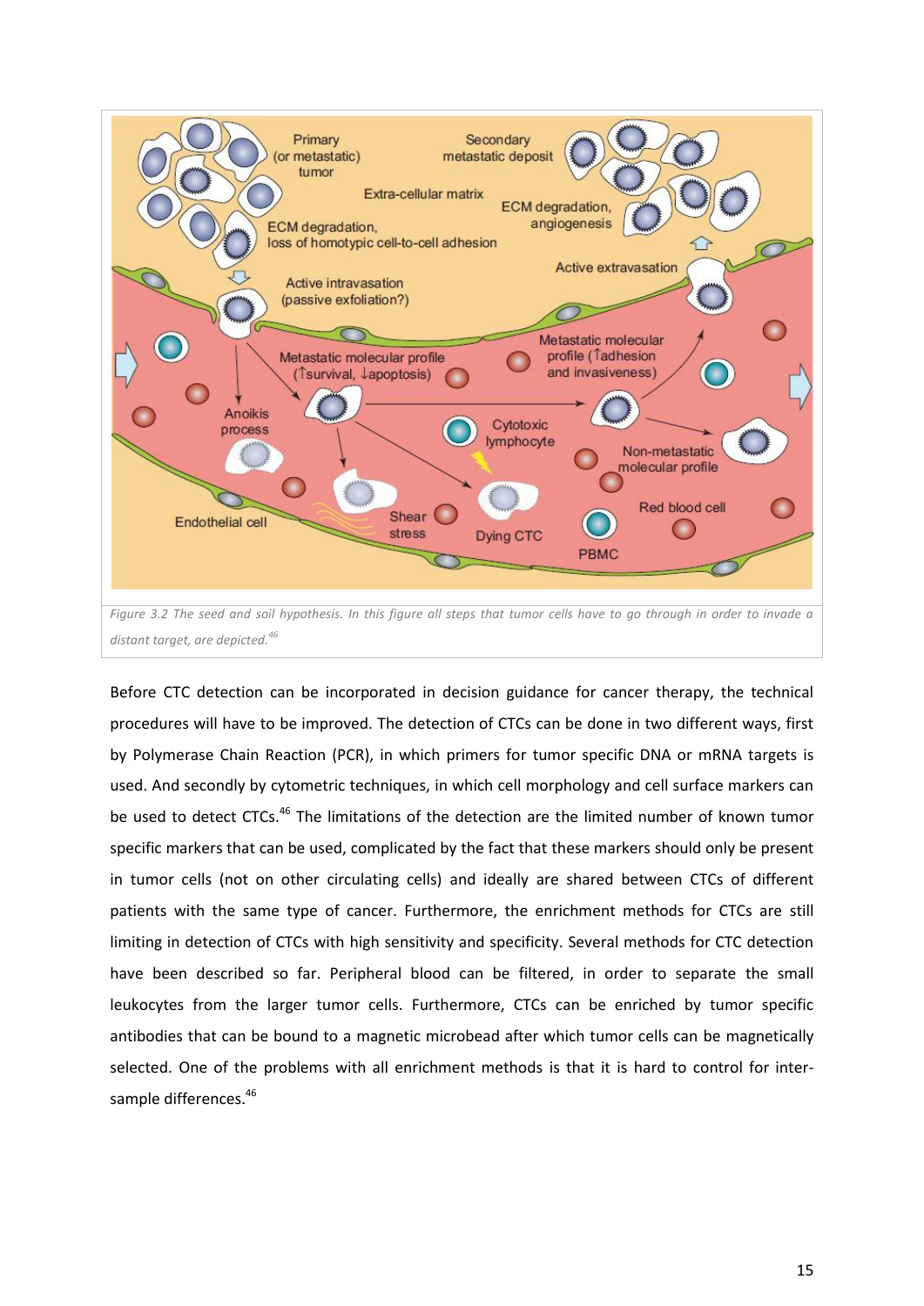*Figure 3.2 The seed and soil hypothesis. In this figure all steps that tumor cells have to go through in order to invade a distant target, are depicted.*[46]

Before CTC detection can be incorporated in decision guidance for cancer therapy, the technical procedures will have to be improved. The detection of CTCs can be done in two different ways, first by Polymerase Chain Reaction (PCR), in which primers for tumor specific DNA or mRNA targets is used. And secondly by cytometric techniques, in which cell morphology and cell surface markers can be used to detect CTCs.[46] The limitations of the detection are the limited number of known tumor specific markers that can be used, complicated by the fact that these markers should only be present in tumor cells (not on other circulating cells) and ideally are shared between CTCs of different patients with the same type of cancer. Furthermore, the enrichment methods for CTCs are still limiting in detection of CTCs with high sensitivity and specificity. Several methods for CTC detection have been described so far. Peripheral blood can be filtered, in order to separate the small leukocytes from the larger tumor cells. Furthermore, CTCs can be enriched by tumor specific antibodies that can be bound to a magnetic microbead after which tumor cells can be magnetically selected. One of the problems with all enrichment methods is that it is hard to control for inter-sample differences.[46]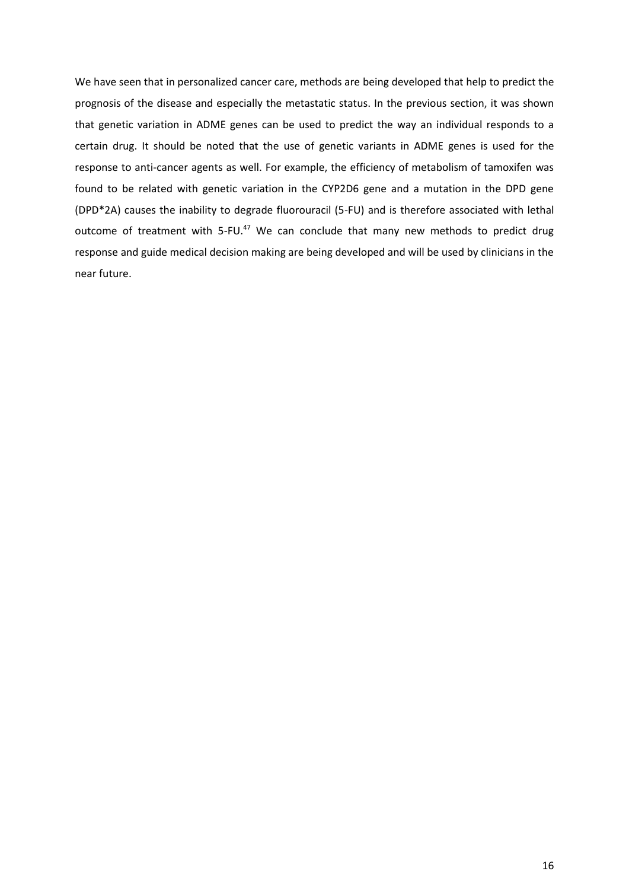We have seen that in personalized cancer care, methods are being developed that help to predict the prognosis of the disease and especially the metastatic status. In the previous section, it was shown that genetic variation in ADME genes can be used to predict the way an individual responds to a certain drug. It should be noted that the use of genetic variants in ADME genes is used for the response to anti-cancer agents as well. For example, the efficiency of metabolism of tamoxifen was found to be related with genetic variation in the CYP2D6 gene and a mutation in the DPD gene (DPD*2A) causes the inability to degrade fluorouracil (5-FU) and is therefore associated with lethal outcome of treatment with 5-FU.[47] We can conclude that many new methods to predict drug response and guide medical decision making are being developed and will be used by clinicians in the near future.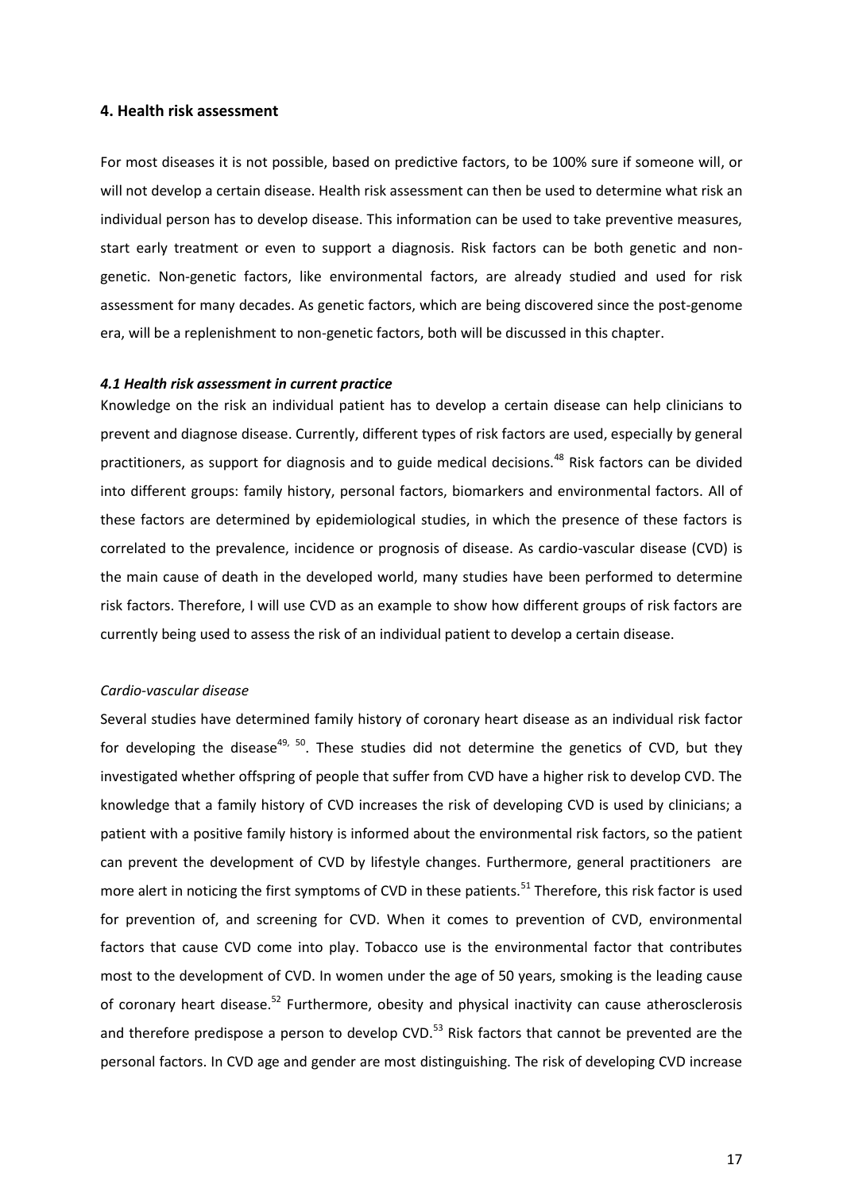## 4. Health risk assessment

For most diseases it is not possible, based on predictive factors, to be 100% sure if someone will, or will not develop a certain disease. Health risk assessment can then be used to determine what risk an individual person has to develop disease. This information can be used to take preventive measures, start early treatment or even to support a diagnosis. Risk factors can be both genetic and non-genetic. Non-genetic factors, like environmental factors, are already studied and used for risk assessment for many decades. As genetic factors, which are being discovered since the post-genome era, will be a replenishment to non-genetic factors, both will be discussed in this chapter.

### *4.1 Health risk assessment in current practice*

Knowledge on the risk an individual patient has to develop a certain disease can help clinicians to prevent and diagnose disease. Currently, different types of risk factors are used, especially by general practitioners, as support for diagnosis and to guide medical decisions.[48] Risk factors can be divided into different groups: family history, personal factors, biomarkers and environmental factors. All of these factors are determined by epidemiological studies, in which the presence of these factors is correlated to the prevalence, incidence or prognosis of disease. As cardio-vascular disease (CVD) is the main cause of death in the developed world, many studies have been performed to determine risk factors. Therefore, I will use CVD as an example to show how different groups of risk factors are currently being used to assess the risk of an individual patient to develop a certain disease.

*Cardio-vascular disease*

Several studies have determined family history of coronary heart disease as an individual risk factor for developing the disease[49, 50]. These studies did not determine the genetics of CVD, but they investigated whether offspring of people that suffer from CVD have a higher risk to develop CVD. The knowledge that a family history of CVD increases the risk of developing CVD is used by clinicians; a patient with a positive family history is informed about the environmental risk factors, so the patient can prevent the development of CVD by lifestyle changes. Furthermore, general practitioners are more alert in noticing the first symptoms of CVD in these patients.[51] Therefore, this risk factor is used for prevention of, and screening for CVD. When it comes to prevention of CVD, environmental factors that cause CVD come into play. Tobacco use is the environmental factor that contributes most to the development of CVD. In women under the age of 50 years, smoking is the leading cause of coronary heart disease.[52] Furthermore, obesity and physical inactivity can cause atherosclerosis and therefore predispose a person to develop CVD.[53] Risk factors that cannot be prevented are the personal factors. In CVD age and gender are most distinguishing. The risk of developing CVD increase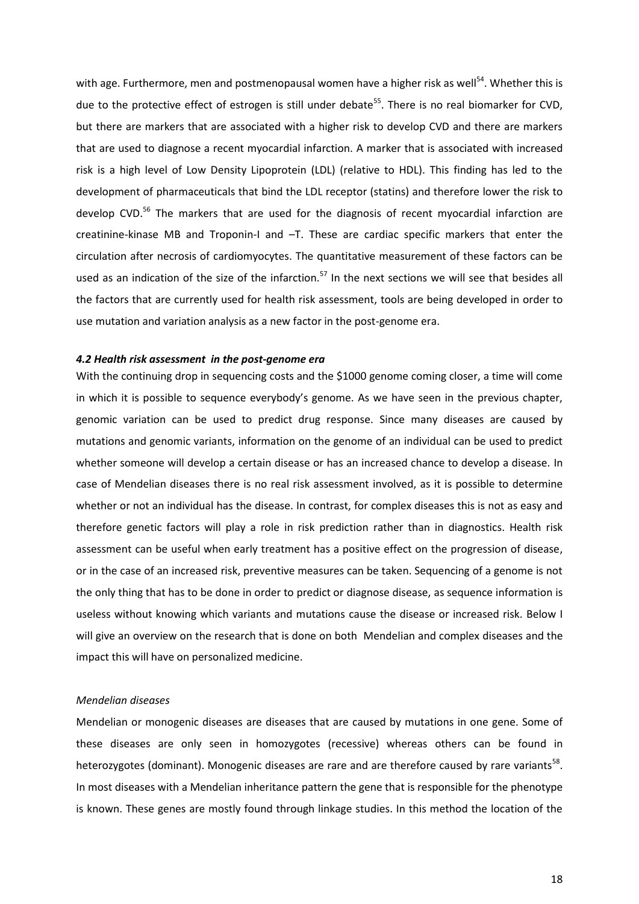with age. Furthermore, men and postmenopausal women have a higher risk as well[54]. Whether this is due to the protective effect of estrogen is still under debate[55]. There is no real biomarker for CVD, but there are markers that are associated with a higher risk to develop CVD and there are markers that are used to diagnose a recent myocardial infarction. A marker that is associated with increased risk is a high level of Low Density Lipoprotein (LDL) (relative to HDL). This finding has led to the development of pharmaceuticals that bind the LDL receptor (statins) and therefore lower the risk to develop CVD.[56] The markers that are used for the diagnosis of recent myocardial infarction are creatinine-kinase MB and Troponin-I and –T. These are cardiac specific markers that enter the circulation after necrosis of cardiomyocytes. The quantitative measurement of these factors can be used as an indication of the size of the infarction.[57] In the next sections we will see that besides all the factors that are currently used for health risk assessment, tools are being developed in order to use mutation and variation analysis as a new factor in the post-genome era.

### *4.2 Health risk assessment in the post-genome era*

With the continuing drop in sequencing costs and the $1000 genome coming closer, a time will come in which it is possible to sequence everybody's genome. As we have seen in the previous chapter, genomic variation can be used to predict drug response. Since many diseases are caused by mutations and genomic variants, information on the genome of an individual can be used to predict whether someone will develop a certain disease or has an increased chance to develop a disease. In case of Mendelian diseases there is no real risk assessment involved, as it is possible to determine whether or not an individual has the disease. In contrast, for complex diseases this is not as easy and therefore genetic factors will play a role in risk prediction rather than in diagnostics. Health risk assessment can be useful when early treatment has a positive effect on the progression of disease, or in the case of an increased risk, preventive measures can be taken. Sequencing of a genome is not the only thing that has to be done in order to predict or diagnose disease, as sequence information is useless without knowing which variants and mutations cause the disease or increased risk. Below I will give an overview on the research that is done on both Mendelian and complex diseases and the impact this will have on personalized medicine.

*Mendelian diseases*

Mendelian or monogenic diseases are diseases that are caused by mutations in one gene. Some of these diseases are only seen in homozygotes (recessive) whereas others can be found in heterozygotes (dominant). Monogenic diseases are rare and are therefore caused by rare variants[58]. In most diseases with a Mendelian inheritance pattern the gene that is responsible for the phenotype is known. These genes are mostly found through linkage studies. In this method the location of the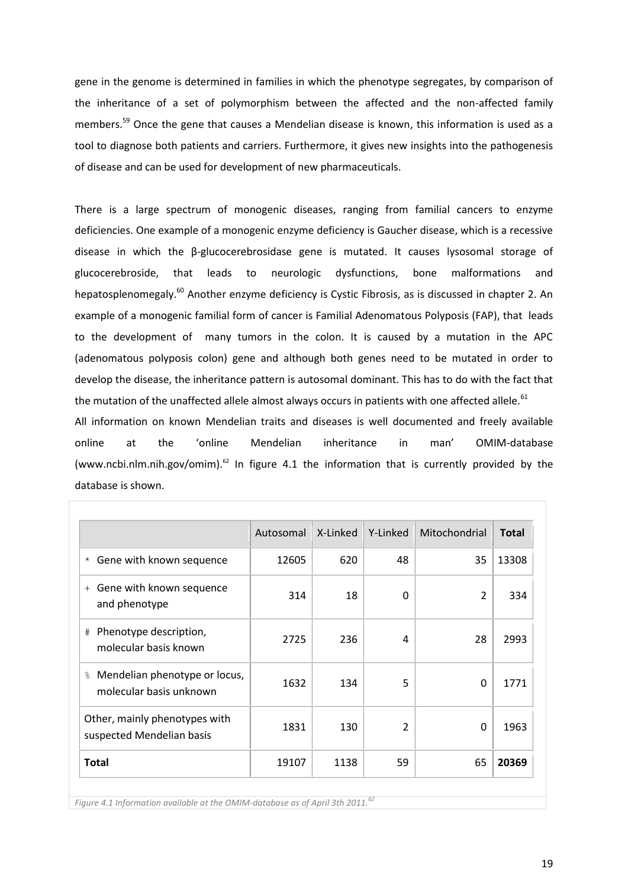gene in the genome is determined in families in which the phenotype segregates, by comparison of the inheritance of a set of polymorphism between the affected and the non-affected family members.[59] Once the gene that causes a Mendelian disease is known, this information is used as a tool to diagnose both patients and carriers. Furthermore, it gives new insights into the pathogenesis of disease and can be used for development of new pharmaceuticals.

There is a large spectrum of monogenic diseases, ranging from familial cancers to enzyme deficiencies. One example of a monogenic enzyme deficiency is Gaucher disease, which is a recessive disease in which the β-glucocerebrosidase gene is mutated. It causes lysosomal storage of glucocerebroside, that leads to neurologic dysfunctions, bone malformations and hepatosplenomegaly.[60] Another enzyme deficiency is Cystic Fibrosis, as is discussed in chapter 2. An example of a monogenic familial form of cancer is Familial Adenomatous Polyposis (FAP), that leads to the development of many tumors in the colon. It is caused by a mutation in the APC (adenomatous polyposis colon) gene and although both genes need to be mutated in order to develop the disease, the inheritance pattern is autosomal dominant. This has to do with the fact that the mutation of the unaffected allele almost always occurs in patients with one affected allele.[61]

All information on known Mendelian traits and diseases is well documented and freely available online at the 'online Mendelian inheritance in man' OMIM-database (www.ncbi.nlm.nih.gov/omim).[62] In figure 4.1 the information that is currently provided by the database is shown.

| | Autosomal | X-Linked | Y-Linked | Mitochondrial | **Total** |
|---|---|---|---|---|---|
| * Gene with known sequence | 12605 | 620 | 48 | 35 | 13308 |
| + Gene with known sequence and phenotype | 314 | 18 | 0 | 2 | 334 |
| # Phenotype description, molecular basis known | 2725 | 236 | 4 | 28 | 2993 |
| % Mendelian phenotype or locus, molecular basis unknown | 1632 | 134 | 5 | 0 | 1771 |
| Other, mainly phenotypes with suspected Mendelian basis | 1831 | 130 | 2 | 0 | 1963 |
| **Total** | 19107 | 1138 | 59 | 65 | **20369** |

*Figure 4.1 Information available at the OMIM-database as of April 3th 2011.[62]*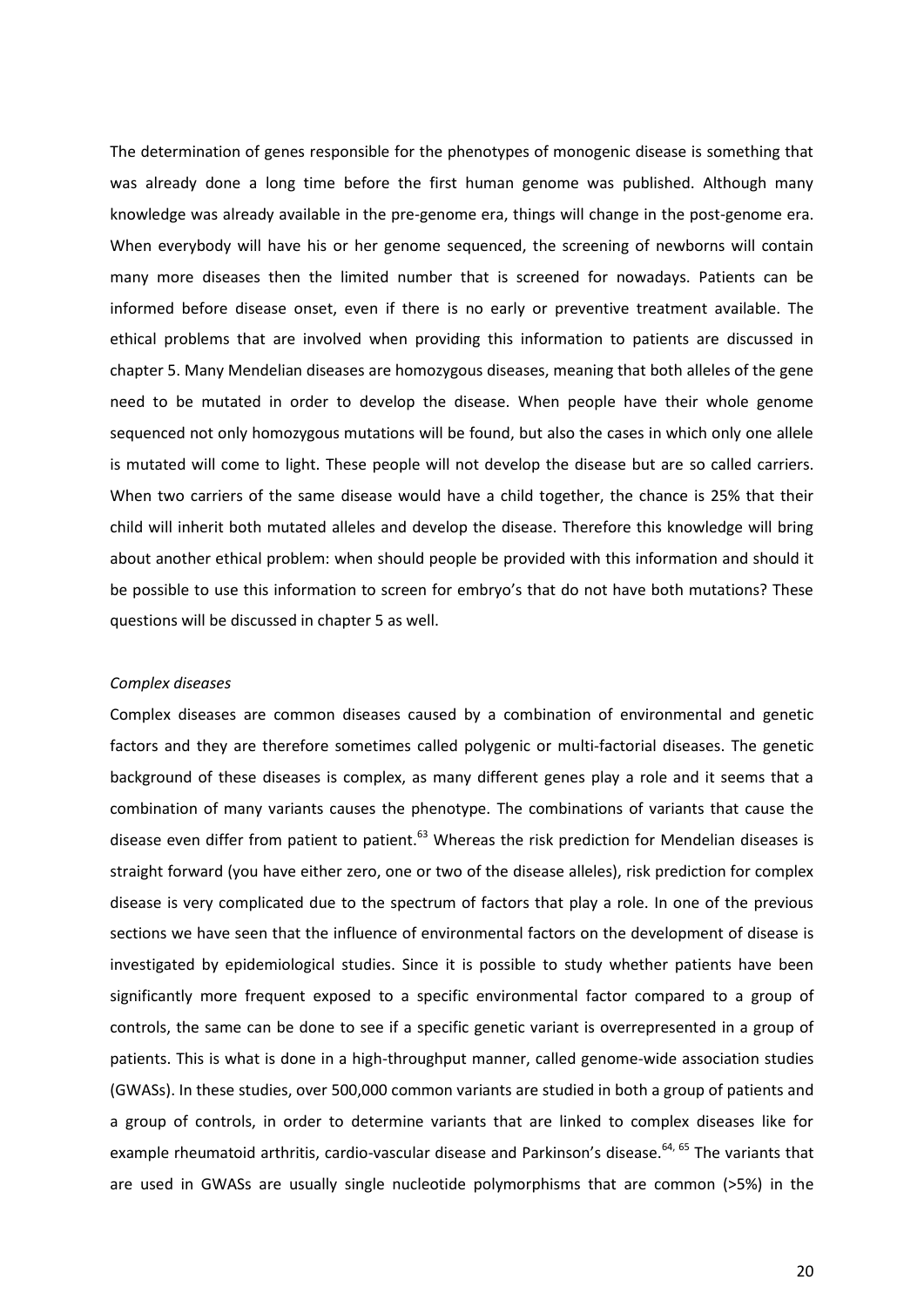The determination of genes responsible for the phenotypes of monogenic disease is something that was already done a long time before the first human genome was published. Although many knowledge was already available in the pre-genome era, things will change in the post-genome era. When everybody will have his or her genome sequenced, the screening of newborns will contain many more diseases then the limited number that is screened for nowadays. Patients can be informed before disease onset, even if there is no early or preventive treatment available. The ethical problems that are involved when providing this information to patients are discussed in chapter 5. Many Mendelian diseases are homozygous diseases, meaning that both alleles of the gene need to be mutated in order to develop the disease. When people have their whole genome sequenced not only homozygous mutations will be found, but also the cases in which only one allele is mutated will come to light. These people will not develop the disease but are so called carriers. When two carriers of the same disease would have a child together, the chance is 25% that their child will inherit both mutated alleles and develop the disease. Therefore this knowledge will bring about another ethical problem: when should people be provided with this information and should it be possible to use this information to screen for embryo's that do not have both mutations? These questions will be discussed in chapter 5 as well.

*Complex diseases*

Complex diseases are common diseases caused by a combination of environmental and genetic factors and they are therefore sometimes called polygenic or multi-factorial diseases. The genetic background of these diseases is complex, as many different genes play a role and it seems that a combination of many variants causes the phenotype. The combinations of variants that cause the disease even differ from patient to patient.[63] Whereas the risk prediction for Mendelian diseases is straight forward (you have either zero, one or two of the disease alleles), risk prediction for complex disease is very complicated due to the spectrum of factors that play a role. In one of the previous sections we have seen that the influence of environmental factors on the development of disease is investigated by epidemiological studies. Since it is possible to study whether patients have been significantly more frequent exposed to a specific environmental factor compared to a group of controls, the same can be done to see if a specific genetic variant is overrepresented in a group of patients. This is what is done in a high-throughput manner, called genome-wide association studies (GWASs). In these studies, over 500,000 common variants are studied in both a group of patients and a group of controls, in order to determine variants that are linked to complex diseases like for example rheumatoid arthritis, cardio-vascular disease and Parkinson's disease.[64, 65] The variants that are used in GWASs are usually single nucleotide polymorphisms that are common (>5%) in the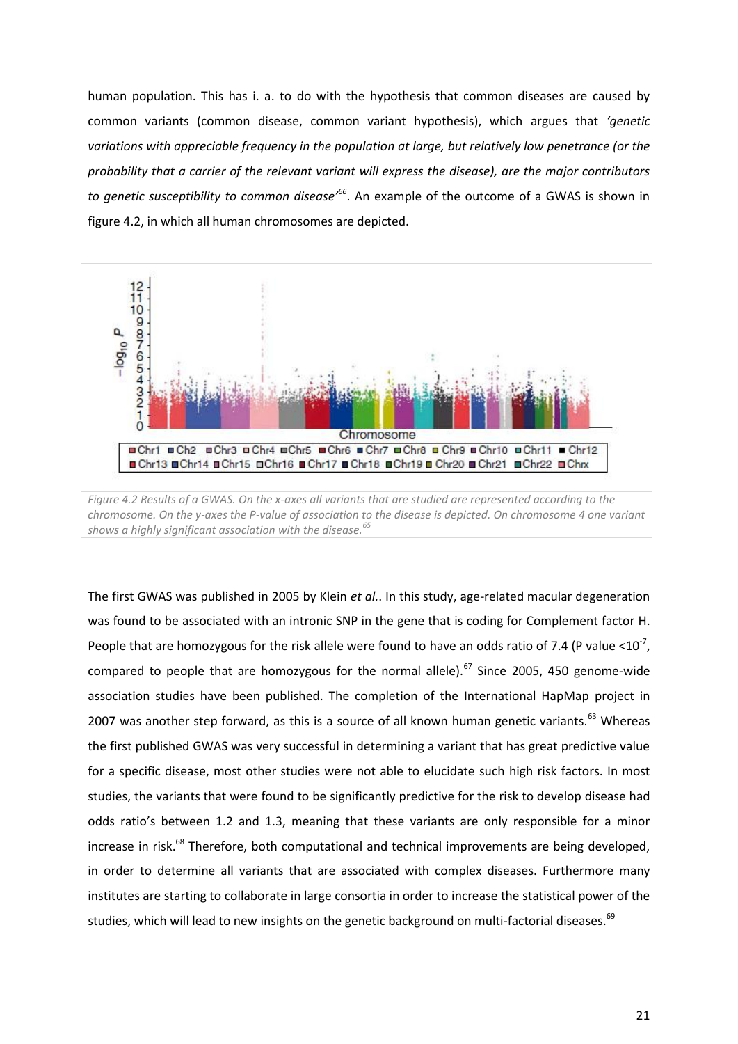human population. This has i. a. to do with the hypothesis that common diseases are caused by common variants (common disease, common variant hypothesis), which argues that *'genetic variations with appreciable frequency in the population at large, but relatively low penetrance (or the probability that a carrier of the relevant variant will express the disease), are the major contributors to genetic susceptibility to common disease'*[66]. An example of the outcome of a GWAS is shown in figure 4.2, in which all human chromosomes are depicted.

*Figure 4.2 Results of a GWAS. On the x-axes all variants that are studied are represented according to the chromosome. On the y-axes the P-value of association to the disease is depicted. On chromosome 4 one variant shows a highly significant association with the disease.*[65]

The first GWAS was published in 2005 by Klein *et al.*. In this study, age-related macular degeneration was found to be associated with an intronic SNP in the gene that is coding for Complement factor H. People that are homozygous for the risk allele were found to have an odds ratio of 7.4 (P value $<10^{-7}$, compared to people that are homozygous for the normal allele).[67] Since 2005, 450 genome-wide association studies have been published. The completion of the International HapMap project in 2007 was another step forward, as this is a source of all known human genetic variants.[63] Whereas the first published GWAS was very successful in determining a variant that has great predictive value for a specific disease, most other studies were not able to elucidate such high risk factors. In most studies, the variants that were found to be significantly predictive for the risk to develop disease had odds ratio's between 1.2 and 1.3, meaning that these variants are only responsible for a minor increase in risk.[68] Therefore, both computational and technical improvements are being developed, in order to determine all variants that are associated with complex diseases. Furthermore many institutes are starting to collaborate in large consortia in order to increase the statistical power of the studies, which will lead to new insights on the genetic background on multi-factorial diseases.[69]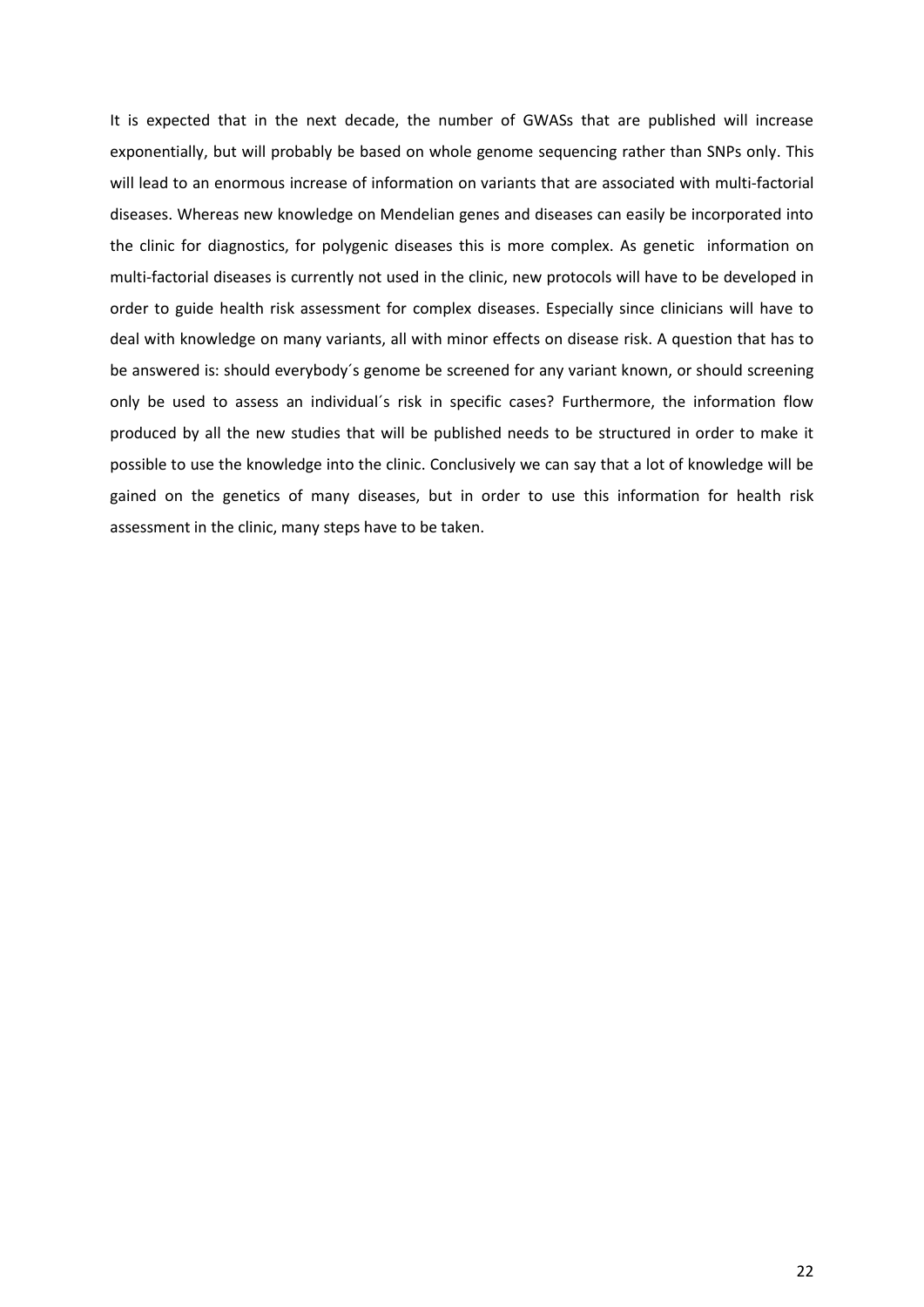It is expected that in the next decade, the number of GWASs that are published will increase exponentially, but will probably be based on whole genome sequencing rather than SNPs only. This will lead to an enormous increase of information on variants that are associated with multi-factorial diseases. Whereas new knowledge on Mendelian genes and diseases can easily be incorporated into the clinic for diagnostics, for polygenic diseases this is more complex. As genetic information on multi-factorial diseases is currently not used in the clinic, new protocols will have to be developed in order to guide health risk assessment for complex diseases. Especially since clinicians will have to deal with knowledge on many variants, all with minor effects on disease risk. A question that has to be answered is: should everybody´s genome be screened for any variant known, or should screening only be used to assess an individual´s risk in specific cases? Furthermore, the information flow produced by all the new studies that will be published needs to be structured in order to make it possible to use the knowledge into the clinic. Conclusively we can say that a lot of knowledge will be gained on the genetics of many diseases, but in order to use this information for health risk assessment in the clinic, many steps have to be taken.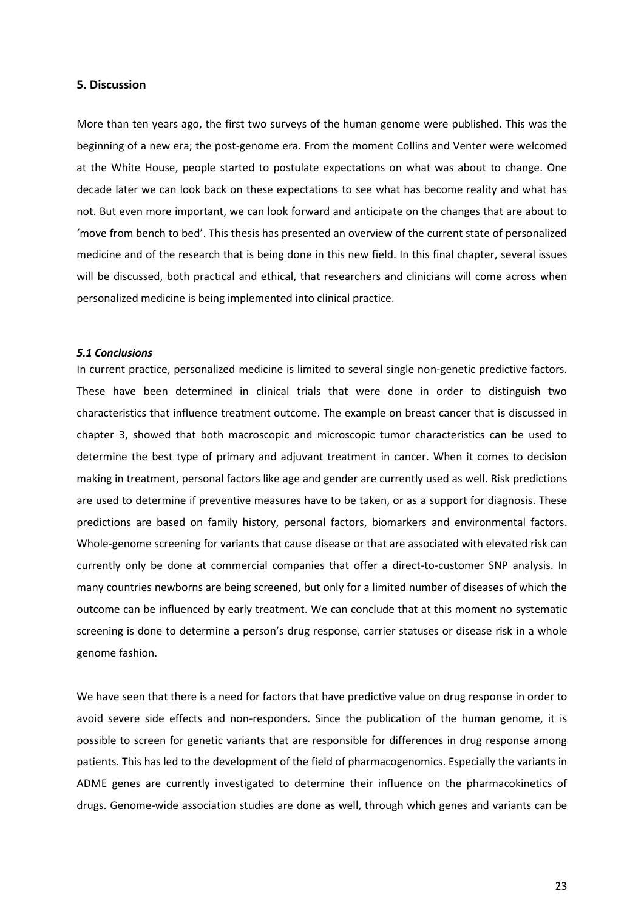## 5. Discussion

More than ten years ago, the first two surveys of the human genome were published. This was the beginning of a new era; the post-genome era. From the moment Collins and Venter were welcomed at the White House, people started to postulate expectations on what was about to change. One decade later we can look back on these expectations to see what has become reality and what has not. But even more important, we can look forward and anticipate on the changes that are about to 'move from bench to bed'. This thesis has presented an overview of the current state of personalized medicine and of the research that is being done in this new field. In this final chapter, several issues will be discussed, both practical and ethical, that researchers and clinicians will come across when personalized medicine is being implemented into clinical practice.

### *5.1 Conclusions*

In current practice, personalized medicine is limited to several single non-genetic predictive factors. These have been determined in clinical trials that were done in order to distinguish two characteristics that influence treatment outcome. The example on breast cancer that is discussed in chapter 3, showed that both macroscopic and microscopic tumor characteristics can be used to determine the best type of primary and adjuvant treatment in cancer. When it comes to decision making in treatment, personal factors like age and gender are currently used as well. Risk predictions are used to determine if preventive measures have to be taken, or as a support for diagnosis. These predictions are based on family history, personal factors, biomarkers and environmental factors. Whole-genome screening for variants that cause disease or that are associated with elevated risk can currently only be done at commercial companies that offer a direct-to-customer SNP analysis. In many countries newborns are being screened, but only for a limited number of diseases of which the outcome can be influenced by early treatment. We can conclude that at this moment no systematic screening is done to determine a person's drug response, carrier statuses or disease risk in a whole genome fashion.

We have seen that there is a need for factors that have predictive value on drug response in order to avoid severe side effects and non-responders. Since the publication of the human genome, it is possible to screen for genetic variants that are responsible for differences in drug response among patients. This has led to the development of the field of pharmacogenomics. Especially the variants in ADME genes are currently investigated to determine their influence on the pharmacokinetics of drugs. Genome-wide association studies are done as well, through which genes and variants can be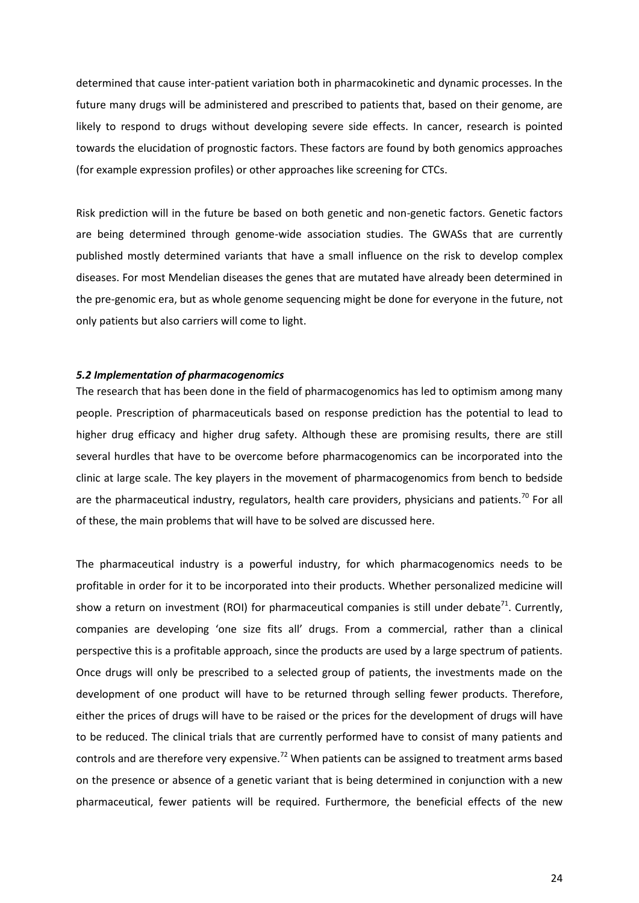determined that cause inter-patient variation both in pharmacokinetic and dynamic processes. In the future many drugs will be administered and prescribed to patients that, based on their genome, are likely to respond to drugs without developing severe side effects. In cancer, research is pointed towards the elucidation of prognostic factors. These factors are found by both genomics approaches (for example expression profiles) or other approaches like screening for CTCs.

Risk prediction will in the future be based on both genetic and non-genetic factors. Genetic factors are being determined through genome-wide association studies. The GWASs that are currently published mostly determined variants that have a small influence on the risk to develop complex diseases. For most Mendelian diseases the genes that are mutated have already been determined in the pre-genomic era, but as whole genome sequencing might be done for everyone in the future, not only patients but also carriers will come to light.

### *5.2 Implementation of pharmacogenomics*

The research that has been done in the field of pharmacogenomics has led to optimism among many people. Prescription of pharmaceuticals based on response prediction has the potential to lead to higher drug efficacy and higher drug safety. Although these are promising results, there are still several hurdles that have to be overcome before pharmacogenomics can be incorporated into the clinic at large scale. The key players in the movement of pharmacogenomics from bench to bedside are the pharmaceutical industry, regulators, health care providers, physicians and patients.[70] For all of these, the main problems that will have to be solved are discussed here.

The pharmaceutical industry is a powerful industry, for which pharmacogenomics needs to be profitable in order for it to be incorporated into their products. Whether personalized medicine will show a return on investment (ROI) for pharmaceutical companies is still under debate[71]. Currently, companies are developing 'one size fits all' drugs. From a commercial, rather than a clinical perspective this is a profitable approach, since the products are used by a large spectrum of patients. Once drugs will only be prescribed to a selected group of patients, the investments made on the development of one product will have to be returned through selling fewer products. Therefore, either the prices of drugs will have to be raised or the prices for the development of drugs will have to be reduced. The clinical trials that are currently performed have to consist of many patients and controls and are therefore very expensive.[72] When patients can be assigned to treatment arms based on the presence or absence of a genetic variant that is being determined in conjunction with a new pharmaceutical, fewer patients will be required. Furthermore, the beneficial effects of the new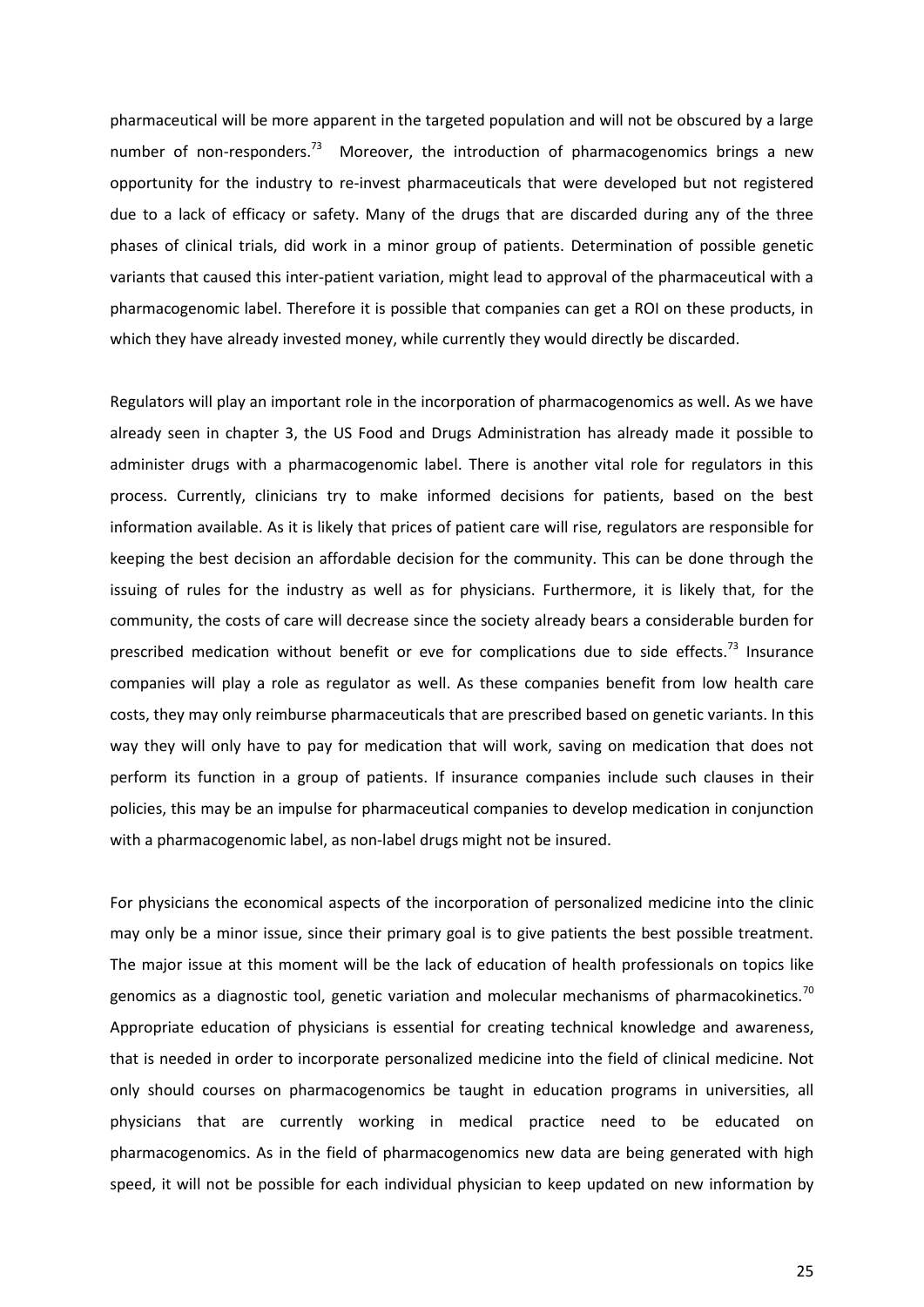pharmaceutical will be more apparent in the targeted population and will not be obscured by a large number of non-responders.[73] Moreover, the introduction of pharmacogenomics brings a new opportunity for the industry to re-invest pharmaceuticals that were developed but not registered due to a lack of efficacy or safety. Many of the drugs that are discarded during any of the three phases of clinical trials, did work in a minor group of patients. Determination of possible genetic variants that caused this inter-patient variation, might lead to approval of the pharmaceutical with a pharmacogenomic label. Therefore it is possible that companies can get a ROI on these products, in which they have already invested money, while currently they would directly be discarded.

Regulators will play an important role in the incorporation of pharmacogenomics as well. As we have already seen in chapter 3, the US Food and Drugs Administration has already made it possible to administer drugs with a pharmacogenomic label. There is another vital role for regulators in this process. Currently, clinicians try to make informed decisions for patients, based on the best information available. As it is likely that prices of patient care will rise, regulators are responsible for keeping the best decision an affordable decision for the community. This can be done through the issuing of rules for the industry as well as for physicians. Furthermore, it is likely that, for the community, the costs of care will decrease since the society already bears a considerable burden for prescribed medication without benefit or eve for complications due to side effects.[73] Insurance companies will play a role as regulator as well. As these companies benefit from low health care costs, they may only reimburse pharmaceuticals that are prescribed based on genetic variants. In this way they will only have to pay for medication that will work, saving on medication that does not perform its function in a group of patients. If insurance companies include such clauses in their policies, this may be an impulse for pharmaceutical companies to develop medication in conjunction with a pharmacogenomic label, as non-label drugs might not be insured.

For physicians the economical aspects of the incorporation of personalized medicine into the clinic may only be a minor issue, since their primary goal is to give patients the best possible treatment. The major issue at this moment will be the lack of education of health professionals on topics like genomics as a diagnostic tool, genetic variation and molecular mechanisms of pharmacokinetics.[70] Appropriate education of physicians is essential for creating technical knowledge and awareness, that is needed in order to incorporate personalized medicine into the field of clinical medicine. Not only should courses on pharmacogenomics be taught in education programs in universities, all physicians that are currently working in medical practice need to be educated on pharmacogenomics. As in the field of pharmacogenomics new data are being generated with high speed, it will not be possible for each individual physician to keep updated on new information by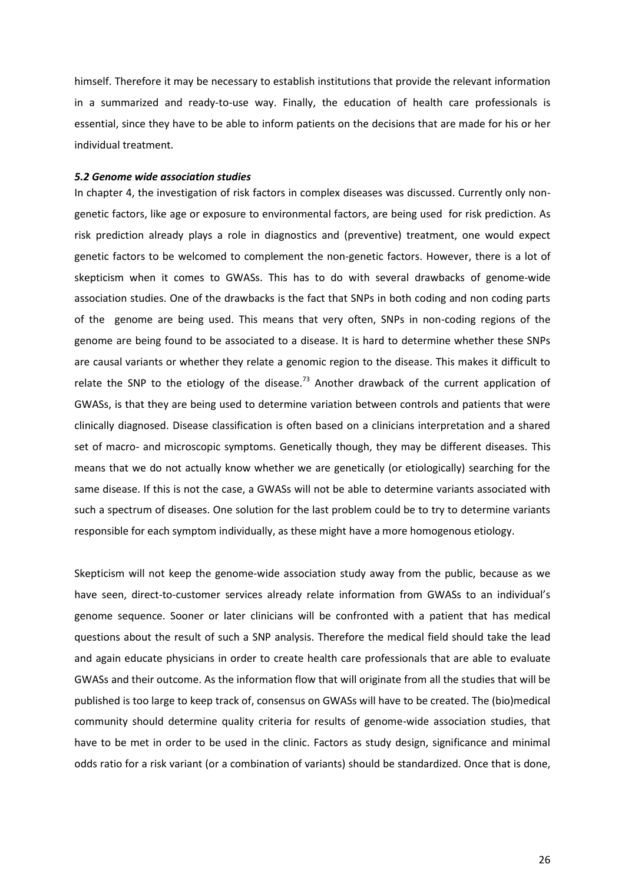himself. Therefore it may be necessary to establish institutions that provide the relevant information in a summarized and ready-to-use way. Finally, the education of health care professionals is essential, since they have to be able to inform patients on the decisions that are made for his or her individual treatment.

### *5.2 Genome wide association studies*

In chapter 4, the investigation of risk factors in complex diseases was discussed. Currently only non-genetic factors, like age or exposure to environmental factors, are being used for risk prediction. As risk prediction already plays a role in diagnostics and (preventive) treatment, one would expect genetic factors to be welcomed to complement the non-genetic factors. However, there is a lot of skepticism when it comes to GWASs. This has to do with several drawbacks of genome-wide association studies. One of the drawbacks is the fact that SNPs in both coding and non coding parts of the genome are being used. This means that very often, SNPs in non-coding regions of the genome are being found to be associated to a disease. It is hard to determine whether these SNPs are causal variants or whether they relate a genomic region to the disease. This makes it difficult to relate the SNP to the etiology of the disease.[73] Another drawback of the current application of GWASs, is that they are being used to determine variation between controls and patients that were clinically diagnosed. Disease classification is often based on a clinicians interpretation and a shared set of macro- and microscopic symptoms. Genetically though, they may be different diseases. This means that we do not actually know whether we are genetically (or etiologically) searching for the same disease. If this is not the case, a GWASs will not be able to determine variants associated with such a spectrum of diseases. One solution for the last problem could be to try to determine variants responsible for each symptom individually, as these might have a more homogenous etiology.

Skepticism will not keep the genome-wide association study away from the public, because as we have seen, direct-to-customer services already relate information from GWASs to an individual's genome sequence. Sooner or later clinicians will be confronted with a patient that has medical questions about the result of such a SNP analysis. Therefore the medical field should take the lead and again educate physicians in order to create health care professionals that are able to evaluate GWASs and their outcome. As the information flow that will originate from all the studies that will be published is too large to keep track of, consensus on GWASs will have to be created. The (bio)medical community should determine quality criteria for results of genome-wide association studies, that have to be met in order to be used in the clinic. Factors as study design, significance and minimal odds ratio for a risk variant (or a combination of variants) should be standardized. Once that is done,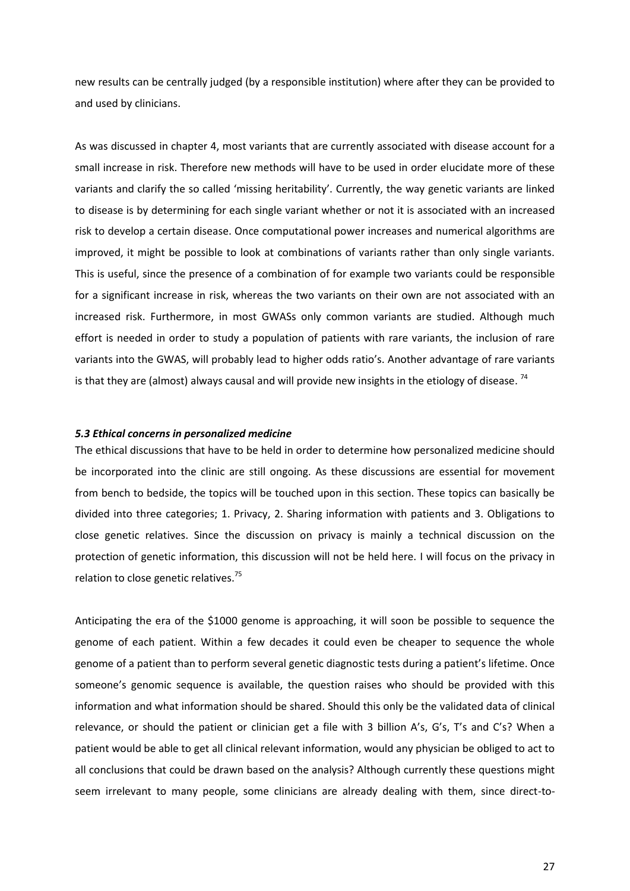new results can be centrally judged (by a responsible institution) where after they can be provided to and used by clinicians.

As was discussed in chapter 4, most variants that are currently associated with disease account for a small increase in risk. Therefore new methods will have to be used in order elucidate more of these variants and clarify the so called 'missing heritability'. Currently, the way genetic variants are linked to disease is by determining for each single variant whether or not it is associated with an increased risk to develop a certain disease. Once computational power increases and numerical algorithms are improved, it might be possible to look at combinations of variants rather than only single variants. This is useful, since the presence of a combination of for example two variants could be responsible for a significant increase in risk, whereas the two variants on their own are not associated with an increased risk. Furthermore, in most GWASs only common variants are studied. Although much effort is needed in order to study a population of patients with rare variants, the inclusion of rare variants into the GWAS, will probably lead to higher odds ratio's. Another advantage of rare variants is that they are (almost) always causal and will provide new insights in the etiology of disease. [74]

### *5.3 Ethical concerns in personalized medicine*

The ethical discussions that have to be held in order to determine how personalized medicine should be incorporated into the clinic are still ongoing. As these discussions are essential for movement from bench to bedside, the topics will be touched upon in this section. These topics can basically be divided into three categories; 1. Privacy, 2. Sharing information with patients and 3. Obligations to close genetic relatives. Since the discussion on privacy is mainly a technical discussion on the protection of genetic information, this discussion will not be held here. I will focus on the privacy in relation to close genetic relatives.[75]

Anticipating the era of the $1000 genome is approaching, it will soon be possible to sequence the genome of each patient. Within a few decades it could even be cheaper to sequence the whole genome of a patient than to perform several genetic diagnostic tests during a patient's lifetime. Once someone's genomic sequence is available, the question raises who should be provided with this information and what information should be shared. Should this only be the validated data of clinical relevance, or should the patient or clinician get a file with 3 billion A's, G's, T's and C's? When a patient would be able to get all clinical relevant information, would any physician be obliged to act to all conclusions that could be drawn based on the analysis? Although currently these questions might seem irrelevant to many people, some clinicians are already dealing with them, since direct-to-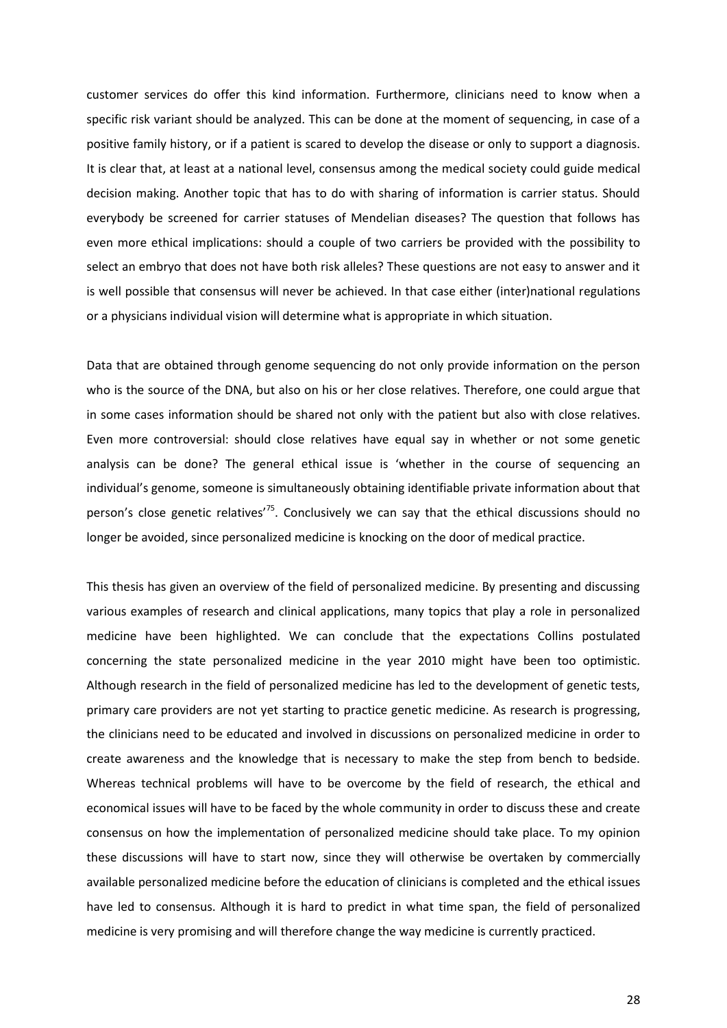customer services do offer this kind information. Furthermore, clinicians need to know when a specific risk variant should be analyzed. This can be done at the moment of sequencing, in case of a positive family history, or if a patient is scared to develop the disease or only to support a diagnosis. It is clear that, at least at a national level, consensus among the medical society could guide medical decision making. Another topic that has to do with sharing of information is carrier status. Should everybody be screened for carrier statuses of Mendelian diseases? The question that follows has even more ethical implications: should a couple of two carriers be provided with the possibility to select an embryo that does not have both risk alleles? These questions are not easy to answer and it is well possible that consensus will never be achieved. In that case either (inter)national regulations or a physicians individual vision will determine what is appropriate in which situation.

Data that are obtained through genome sequencing do not only provide information on the person who is the source of the DNA, but also on his or her close relatives. Therefore, one could argue that in some cases information should be shared not only with the patient but also with close relatives. Even more controversial: should close relatives have equal say in whether or not some genetic analysis can be done? The general ethical issue is 'whether in the course of sequencing an individual's genome, someone is simultaneously obtaining identifiable private information about that person's close genetic relatives'[75]. Conclusively we can say that the ethical discussions should no longer be avoided, since personalized medicine is knocking on the door of medical practice.

This thesis has given an overview of the field of personalized medicine. By presenting and discussing various examples of research and clinical applications, many topics that play a role in personalized medicine have been highlighted. We can conclude that the expectations Collins postulated concerning the state personalized medicine in the year 2010 might have been too optimistic. Although research in the field of personalized medicine has led to the development of genetic tests, primary care providers are not yet starting to practice genetic medicine. As research is progressing, the clinicians need to be educated and involved in discussions on personalized medicine in order to create awareness and the knowledge that is necessary to make the step from bench to bedside. Whereas technical problems will have to be overcome by the field of research, the ethical and economical issues will have to be faced by the whole community in order to discuss these and create consensus on how the implementation of personalized medicine should take place. To my opinion these discussions will have to start now, since they will otherwise be overtaken by commercially available personalized medicine before the education of clinicians is completed and the ethical issues have led to consensus. Although it is hard to predict in what time span, the field of personalized medicine is very promising and will therefore change the way medicine is currently practiced.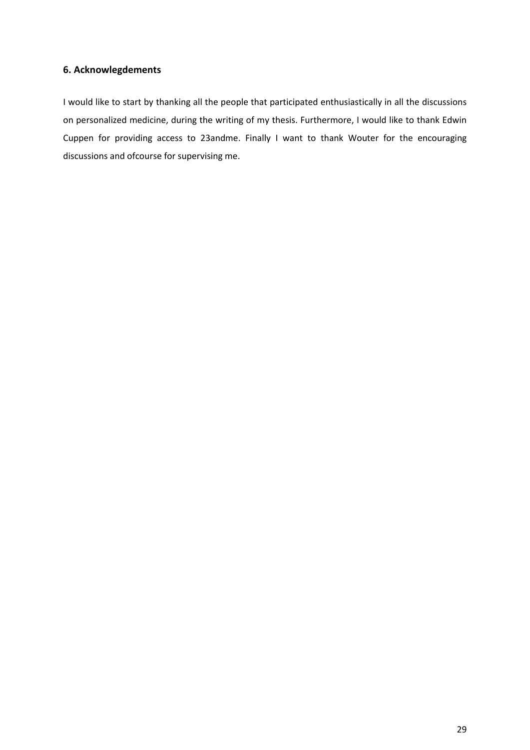## 6. Acknowlegdements

I would like to start by thanking all the people that participated enthusiastically in all the discussions on personalized medicine, during the writing of my thesis. Furthermore, I would like to thank Edwin Cuppen for providing access to 23andme. Finally I want to thank Wouter for the encouraging discussions and ofcourse for supervising me.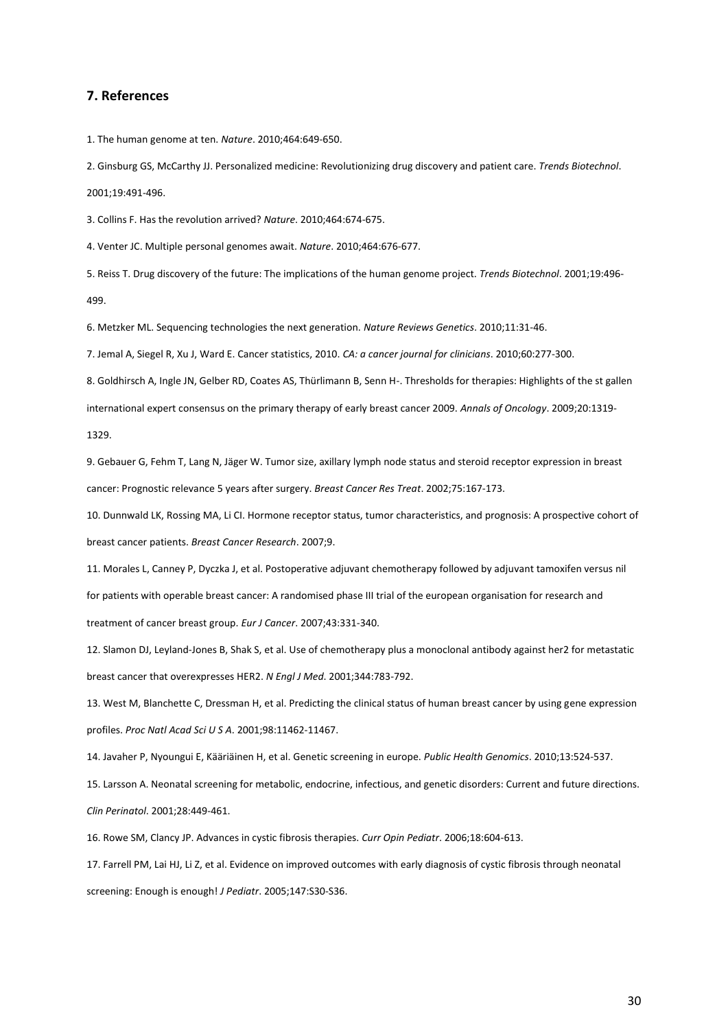## 7. References

1. The human genome at ten. *Nature*. 2010;464:649-650.

2. Ginsburg GS, McCarthy JJ. Personalized medicine: Revolutionizing drug discovery and patient care. *Trends Biotechnol*. 2001;19:491-496.

3. Collins F. Has the revolution arrived? *Nature*. 2010;464:674-675.

4. Venter JC. Multiple personal genomes await. *Nature*. 2010;464:676-677.

5. Reiss T. Drug discovery of the future: The implications of the human genome project. *Trends Biotechnol*. 2001;19:496-499.

6. Metzker ML. Sequencing technologies the next generation. *Nature Reviews Genetics*. 2010;11:31-46.

7. Jemal A, Siegel R, Xu J, Ward E. Cancer statistics, 2010. *CA: a cancer journal for clinicians*. 2010;60:277-300.

8. Goldhirsch A, Ingle JN, Gelber RD, Coates AS, Thürlimann B, Senn H-. Thresholds for therapies: Highlights of the st gallen international expert consensus on the primary therapy of early breast cancer 2009. *Annals of Oncology*. 2009;20:1319-1329.

9. Gebauer G, Fehm T, Lang N, Jäger W. Tumor size, axillary lymph node status and steroid receptor expression in breast cancer: Prognostic relevance 5 years after surgery. *Breast Cancer Res Treat*. 2002;75:167-173.

10. Dunnwald LK, Rossing MA, Li CI. Hormone receptor status, tumor characteristics, and prognosis: A prospective cohort of breast cancer patients. *Breast Cancer Research*. 2007;9.

11. Morales L, Canney P, Dyczka J, et al. Postoperative adjuvant chemotherapy followed by adjuvant tamoxifen versus nil for patients with operable breast cancer: A randomised phase III trial of the european organisation for research and treatment of cancer breast group. *Eur J Cancer*. 2007;43:331-340.

12. Slamon DJ, Leyland-Jones B, Shak S, et al. Use of chemotherapy plus a monoclonal antibody against her2 for metastatic breast cancer that overexpresses HER2. *N Engl J Med*. 2001;344:783-792.

13. West M, Blanchette C, Dressman H, et al. Predicting the clinical status of human breast cancer by using gene expression profiles. *Proc Natl Acad Sci U S A*. 2001;98:11462-11467.

14. Javaher P, Nyoungui E, Kääriäinen H, et al. Genetic screening in europe. *Public Health Genomics*. 2010;13:524-537.

15. Larsson A. Neonatal screening for metabolic, endocrine, infectious, and genetic disorders: Current and future directions. *Clin Perinatol*. 2001;28:449-461.

16. Rowe SM, Clancy JP. Advances in cystic fibrosis therapies. *Curr Opin Pediatr*. 2006;18:604-613.

17. Farrell PM, Lai HJ, Li Z, et al. Evidence on improved outcomes with early diagnosis of cystic fibrosis through neonatal screening: Enough is enough! *J Pediatr*. 2005;147:S30-S36.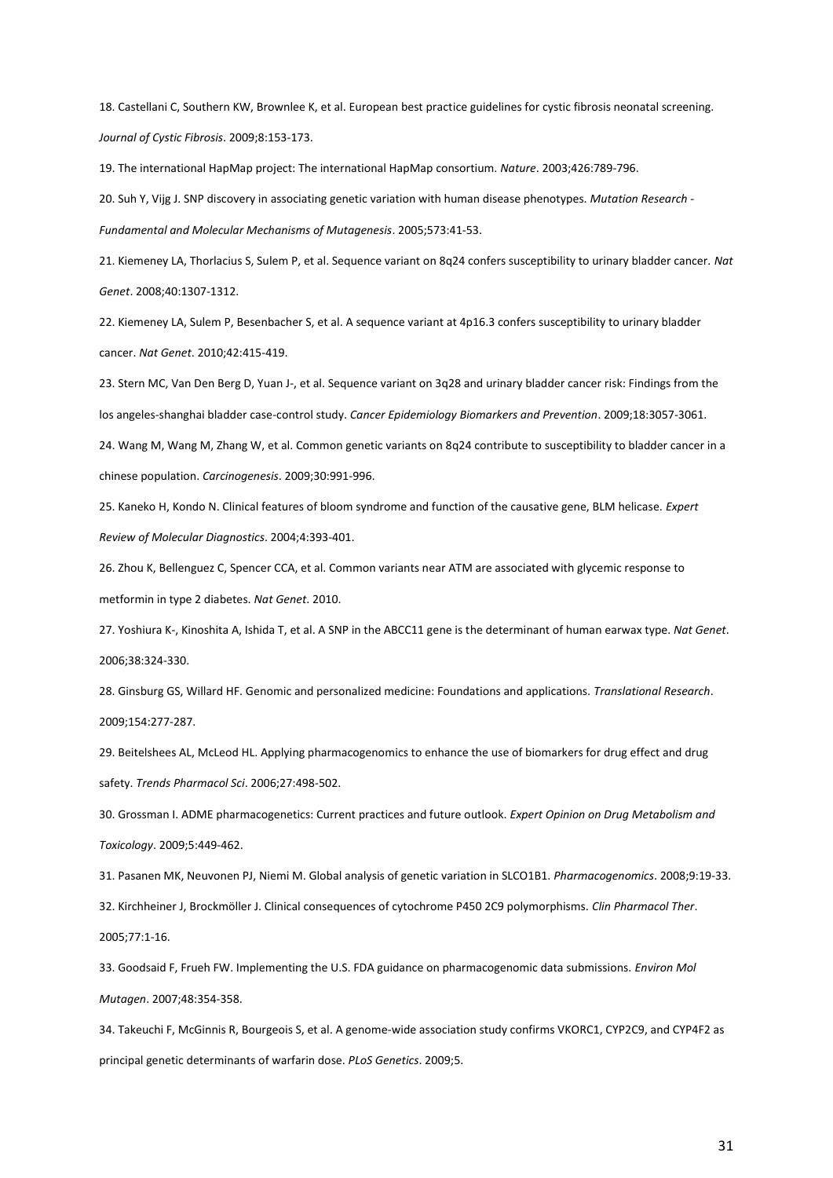18. Castellani C, Southern KW, Brownlee K, et al. European best practice guidelines for cystic fibrosis neonatal screening. *Journal of Cystic Fibrosis*. 2009;8:153-173.

19. The international HapMap project: The international HapMap consortium. *Nature*. 2003;426:789-796.

20. Suh Y, Vijg J. SNP discovery in associating genetic variation with human disease phenotypes. *Mutation Research - Fundamental and Molecular Mechanisms of Mutagenesis*. 2005;573:41-53.

21. Kiemeney LA, Thorlacius S, Sulem P, et al. Sequence variant on 8q24 confers susceptibility to urinary bladder cancer. *Nat Genet*. 2008;40:1307-1312.

22. Kiemeney LA, Sulem P, Besenbacher S, et al. A sequence variant at 4p16.3 confers susceptibility to urinary bladder cancer. *Nat Genet*. 2010;42:415-419.

23. Stern MC, Van Den Berg D, Yuan J-, et al. Sequence variant on 3q28 and urinary bladder cancer risk: Findings from the los angeles-shanghai bladder case-control study. *Cancer Epidemiology Biomarkers and Prevention*. 2009;18:3057-3061.

24. Wang M, Wang M, Zhang W, et al. Common genetic variants on 8q24 contribute to susceptibility to bladder cancer in a chinese population. *Carcinogenesis*. 2009;30:991-996.

25. Kaneko H, Kondo N. Clinical features of bloom syndrome and function of the causative gene, BLM helicase. *Expert Review of Molecular Diagnostics*. 2004;4:393-401.

26. Zhou K, Bellenguez C, Spencer CCA, et al. Common variants near ATM are associated with glycemic response to metformin in type 2 diabetes. *Nat Genet*. 2010.

27. Yoshiura K-, Kinoshita A, Ishida T, et al. A SNP in the ABCC11 gene is the determinant of human earwax type. *Nat Genet*. 2006;38:324-330.

28. Ginsburg GS, Willard HF. Genomic and personalized medicine: Foundations and applications. *Translational Research*. 2009;154:277-287.

29. Beitelshees AL, McLeod HL. Applying pharmacogenomics to enhance the use of biomarkers for drug effect and drug safety. *Trends Pharmacol Sci*. 2006;27:498-502.

30. Grossman I. ADME pharmacogenetics: Current practices and future outlook. *Expert Opinion on Drug Metabolism and Toxicology*. 2009;5:449-462.

31. Pasanen MK, Neuvonen PJ, Niemi M. Global analysis of genetic variation in SLCO1B1. *Pharmacogenomics*. 2008;9:19-33.

32. Kirchheiner J, Brockmöller J. Clinical consequences of cytochrome P450 2C9 polymorphisms. *Clin Pharmacol Ther*. 2005;77:1-16.

33. Goodsaid F, Frueh FW. Implementing the U.S. FDA guidance on pharmacogenomic data submissions. *Environ Mol Mutagen*. 2007;48:354-358.

34. Takeuchi F, McGinnis R, Bourgeois S, et al. A genome-wide association study confirms VKORC1, CYP2C9, and CYP4F2 as principal genetic determinants of warfarin dose. *PLoS Genetics*. 2009;5.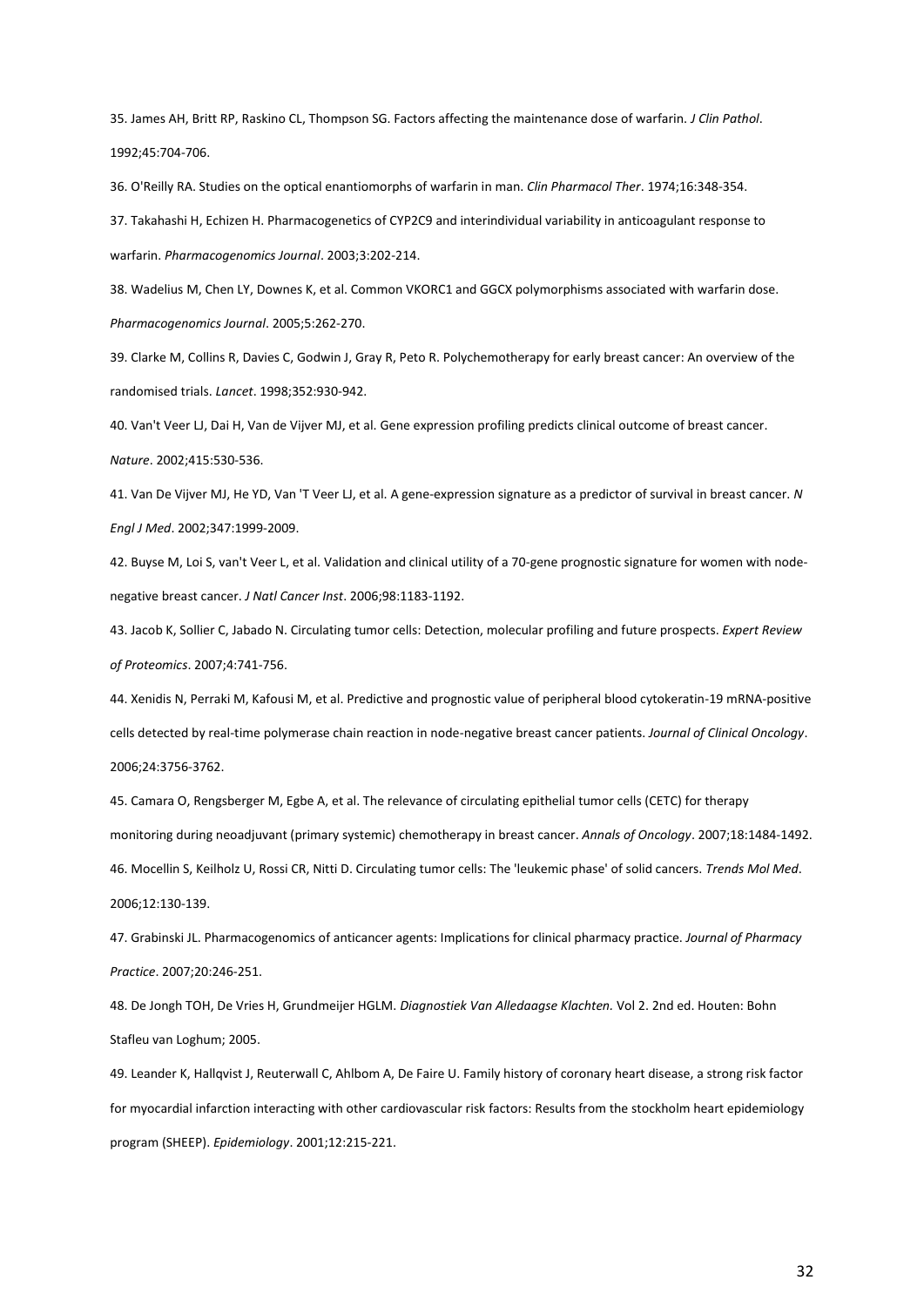35. James AH, Britt RP, Raskino CL, Thompson SG. Factors affecting the maintenance dose of warfarin. *J Clin Pathol*. 1992;45:704-706.

36. O'Reilly RA. Studies on the optical enantiomorphs of warfarin in man. *Clin Pharmacol Ther*. 1974;16:348-354.

37. Takahashi H, Echizen H. Pharmacogenetics of CYP2C9 and interindividual variability in anticoagulant response to warfarin. *Pharmacogenomics Journal*. 2003;3:202-214.

38. Wadelius M, Chen LY, Downes K, et al. Common VKORC1 and GGCX polymorphisms associated with warfarin dose. *Pharmacogenomics Journal*. 2005;5:262-270.

39. Clarke M, Collins R, Davies C, Godwin J, Gray R, Peto R. Polychemotherapy for early breast cancer: An overview of the randomised trials. *Lancet*. 1998;352:930-942.

40. Van't Veer LJ, Dai H, Van de Vijver MJ, et al. Gene expression profiling predicts clinical outcome of breast cancer. *Nature*. 2002;415:530-536.

41. Van De Vijver MJ, He YD, Van 'T Veer LJ, et al. A gene-expression signature as a predictor of survival in breast cancer. *N Engl J Med*. 2002;347:1999-2009.

42. Buyse M, Loi S, van't Veer L, et al. Validation and clinical utility of a 70-gene prognostic signature for women with node-negative breast cancer. *J Natl Cancer Inst*. 2006;98:1183-1192.

43. Jacob K, Sollier C, Jabado N. Circulating tumor cells: Detection, molecular profiling and future prospects. *Expert Review of Proteomics*. 2007;4:741-756.

44. Xenidis N, Perraki M, Kafousi M, et al. Predictive and prognostic value of peripheral blood cytokeratin-19 mRNA-positive cells detected by real-time polymerase chain reaction in node-negative breast cancer patients. *Journal of Clinical Oncology*. 2006;24:3756-3762.

45. Camara O, Rengsberger M, Egbe A, et al. The relevance of circulating epithelial tumor cells (CETC) for therapy monitoring during neoadjuvant (primary systemic) chemotherapy in breast cancer. *Annals of Oncology*. 2007;18:1484-1492.

46. Mocellin S, Keilholz U, Rossi CR, Nitti D. Circulating tumor cells: The 'leukemic phase' of solid cancers. *Trends Mol Med*. 2006;12:130-139.

47. Grabinski JL. Pharmacogenomics of anticancer agents: Implications for clinical pharmacy practice. *Journal of Pharmacy Practice*. 2007;20:246-251.

48. De Jongh TOH, De Vries H, Grundmeijer HGLM. *Diagnostiek Van Alledaagse Klachten.* Vol 2. 2nd ed. Houten: Bohn Stafleu van Loghum; 2005.

49. Leander K, Hallqvist J, Reuterwall C, Ahlbom A, De Faire U. Family history of coronary heart disease, a strong risk factor for myocardial infarction interacting with other cardiovascular risk factors: Results from the stockholm heart epidemiology program (SHEEP). *Epidemiology*. 2001;12:215-221.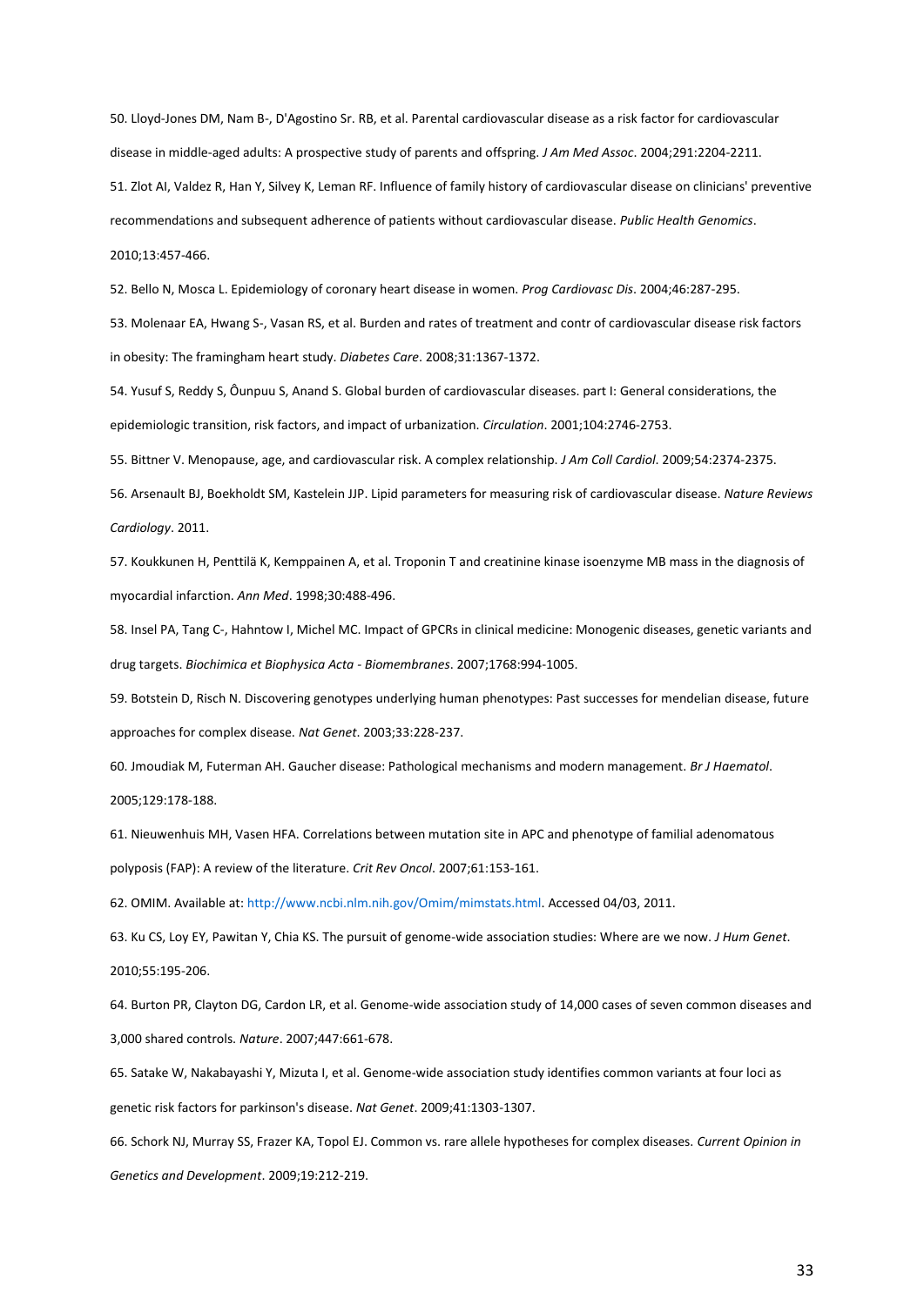50. Lloyd-Jones DM, Nam B-, D'Agostino Sr. RB, et al. Parental cardiovascular disease as a risk factor for cardiovascular disease in middle-aged adults: A prospective study of parents and offspring. *J Am Med Assoc*. 2004;291:2204-2211.

51. Zlot AI, Valdez R, Han Y, Silvey K, Leman RF. Influence of family history of cardiovascular disease on clinicians' preventive recommendations and subsequent adherence of patients without cardiovascular disease. *Public Health Genomics*. 2010;13:457-466.

52. Bello N, Mosca L. Epidemiology of coronary heart disease in women. *Prog Cardiovasc Dis*. 2004;46:287-295.

53. Molenaar EA, Hwang S-, Vasan RS, et al. Burden and rates of treatment and contr of cardiovascular disease risk factors in obesity: The framingham heart study. *Diabetes Care*. 2008;31:1367-1372.

54. Yusuf S, Reddy S, Ôunpuu S, Anand S. Global burden of cardiovascular diseases. part I: General considerations, the epidemiologic transition, risk factors, and impact of urbanization. *Circulation*. 2001;104:2746-2753.

55. Bittner V. Menopause, age, and cardiovascular risk. A complex relationship. *J Am Coll Cardiol*. 2009;54:2374-2375.

56. Arsenault BJ, Boekholdt SM, Kastelein JJP. Lipid parameters for measuring risk of cardiovascular disease. *Nature Reviews Cardiology*. 2011.

57. Koukkunen H, Penttilä K, Kemppainen A, et al. Troponin T and creatinine kinase isoenzyme MB mass in the diagnosis of myocardial infarction. *Ann Med*. 1998;30:488-496.

58. Insel PA, Tang C-, Hahntow I, Michel MC. Impact of GPCRs in clinical medicine: Monogenic diseases, genetic variants and drug targets. *Biochimica et Biophysica Acta - Biomembranes*. 2007;1768:994-1005.

59. Botstein D, Risch N. Discovering genotypes underlying human phenotypes: Past successes for mendelian disease, future approaches for complex disease. *Nat Genet*. 2003;33:228-237.

60. Jmoudiak M, Futerman AH. Gaucher disease: Pathological mechanisms and modern management. *Br J Haematol*. 2005;129:178-188.

61. Nieuwenhuis MH, Vasen HFA. Correlations between mutation site in APC and phenotype of familial adenomatous polyposis (FAP): A review of the literature. *Crit Rev Oncol*. 2007;61:153-161.

62. OMIM. Available at: http://www.ncbi.nlm.nih.gov/Omim/mimstats.html. Accessed 04/03, 2011.

63. Ku CS, Loy EY, Pawitan Y, Chia KS. The pursuit of genome-wide association studies: Where are we now. *J Hum Genet*. 2010;55:195-206.

64. Burton PR, Clayton DG, Cardon LR, et al. Genome-wide association study of 14,000 cases of seven common diseases and 3,000 shared controls. *Nature*. 2007;447:661-678.

65. Satake W, Nakabayashi Y, Mizuta I, et al. Genome-wide association study identifies common variants at four loci as genetic risk factors for parkinson's disease. *Nat Genet*. 2009;41:1303-1307.

66. Schork NJ, Murray SS, Frazer KA, Topol EJ. Common vs. rare allele hypotheses for complex diseases. *Current Opinion in Genetics and Development*. 2009;19:212-219.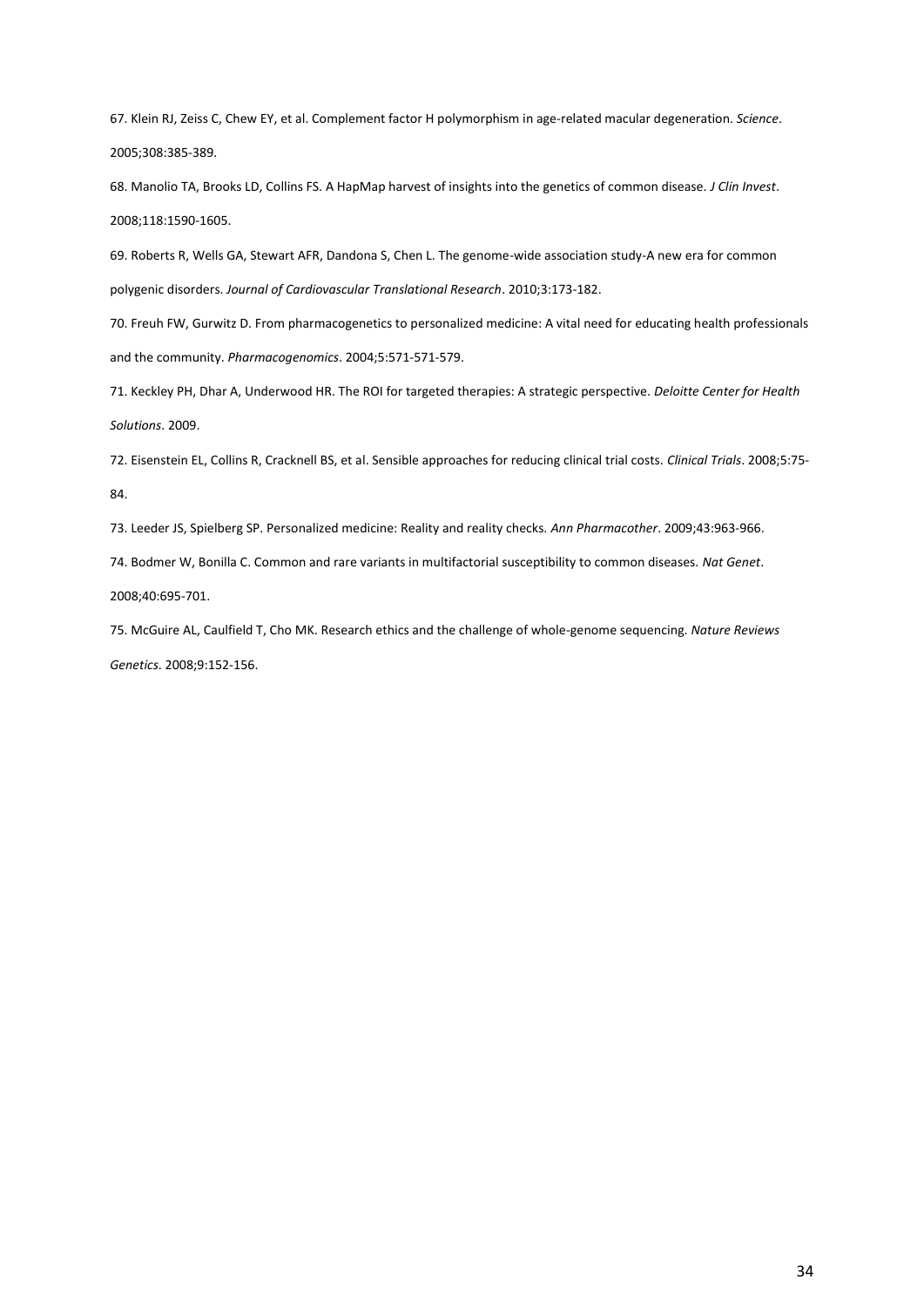67. Klein RJ, Zeiss C, Chew EY, et al. Complement factor H polymorphism in age-related macular degeneration. *Science*. 2005;308:385-389.

68. Manolio TA, Brooks LD, Collins FS. A HapMap harvest of insights into the genetics of common disease. *J Clin Invest*. 2008;118:1590-1605.

69. Roberts R, Wells GA, Stewart AFR, Dandona S, Chen L. The genome-wide association study-A new era for common polygenic disorders. *Journal of Cardiovascular Translational Research*. 2010;3:173-182.

70. Freuh FW, Gurwitz D. From pharmacogenetics to personalized medicine: A vital need for educating health professionals and the community. *Pharmacogenomics*. 2004;5:571-571-579.

71. Keckley PH, Dhar A, Underwood HR. The ROI for targeted therapies: A strategic perspective. *Deloitte Center for Health Solutions*. 2009.

72. Eisenstein EL, Collins R, Cracknell BS, et al. Sensible approaches for reducing clinical trial costs. *Clinical Trials*. 2008;5:75-84.

73. Leeder JS, Spielberg SP. Personalized medicine: Reality and reality checks. *Ann Pharmacother*. 2009;43:963-966.

74. Bodmer W, Bonilla C. Common and rare variants in multifactorial susceptibility to common diseases. *Nat Genet*. 2008;40:695-701.

75. McGuire AL, Caulfield T, Cho MK. Research ethics and the challenge of whole-genome sequencing. *Nature Reviews Genetics*. 2008;9:152-156.